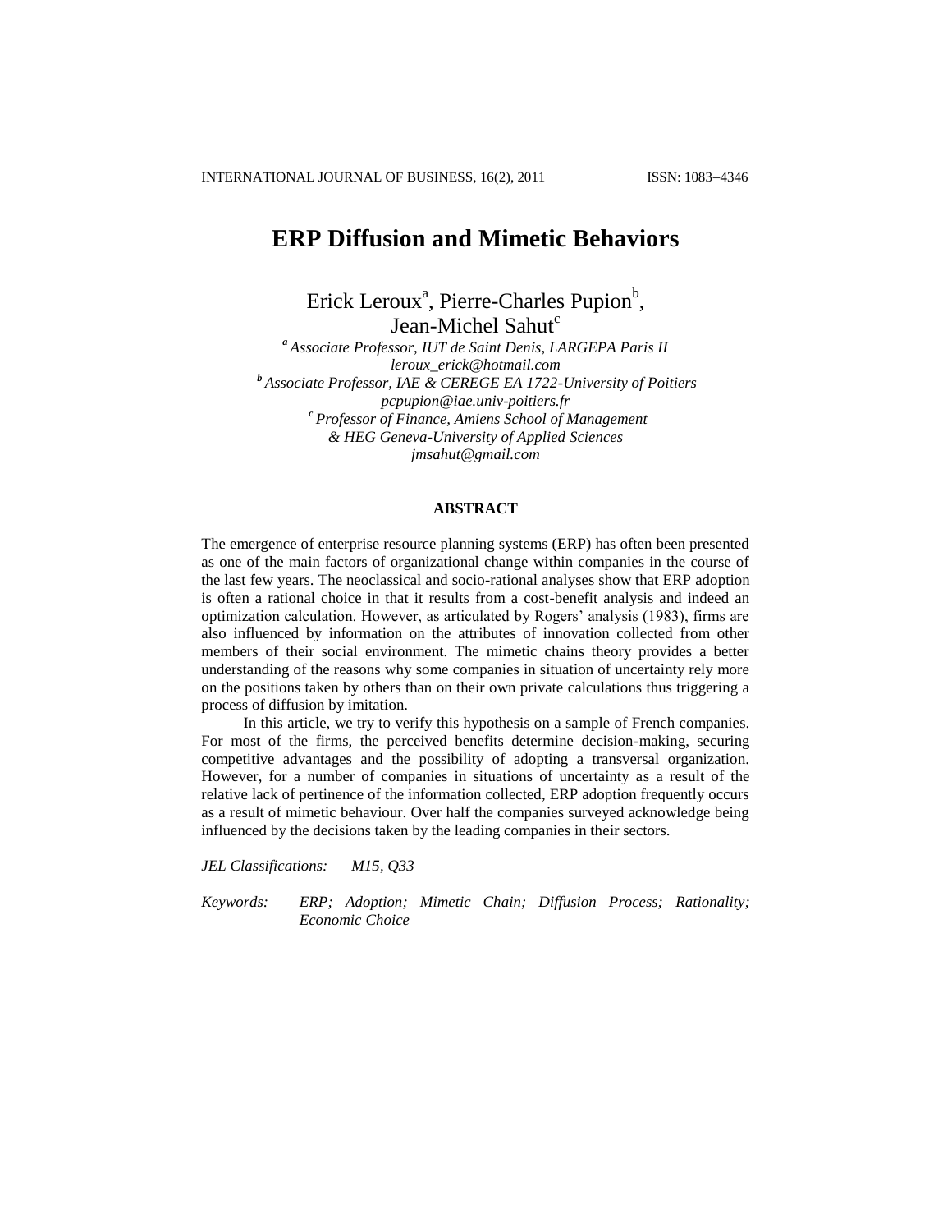# ERP Diffusion and Mimetic Behaviors

Erick Leroux[a], Pierre-Charles Pupion[b], Jean-Michel Sahut[c]

[a] *Associate Professor, IUT de Saint Denis, LARGEPA Paris II*
*leroux_erick@hotmail.com*

[b] *Associate Professor, IAE & CEREGE EA 1722-University of Poitiers*
*pcpupion@iae.univ-poitiers.fr*

[c] *Professor of Finance, Amiens School of Management & HEG Geneva-University of Applied Sciences*
*jmsahut@gmail.com*

## ABSTRACT

The emergence of enterprise resource planning systems (ERP) has often been presented as one of the main factors of organizational change within companies in the course of the last few years. The neoclassical and socio-rational analyses show that ERP adoption is often a rational choice in that it results from a cost-benefit analysis and indeed an optimization calculation. However, as articulated by Rogers' analysis (1983), firms are also influenced by information on the attributes of innovation collected from other members of their social environment. The mimetic chains theory provides a better understanding of the reasons why some companies in situation of uncertainty rely more on the positions taken by others than on their own private calculations thus triggering a process of diffusion by imitation.

In this article, we try to verify this hypothesis on a sample of French companies. For most of the firms, the perceived benefits determine decision-making, securing competitive advantages and the possibility of adopting a transversal organization. However, for a number of companies in situations of uncertainty as a result of the relative lack of pertinence of the information collected, ERP adoption frequently occurs as a result of mimetic behaviour. Over half the companies surveyed acknowledge being influenced by the decisions taken by the leading companies in their sectors.

*JEL Classifications:* *M15, Q33*

*Keywords:* *ERP; Adoption; Mimetic Chain; Diffusion Process; Rationality; Economic Choice*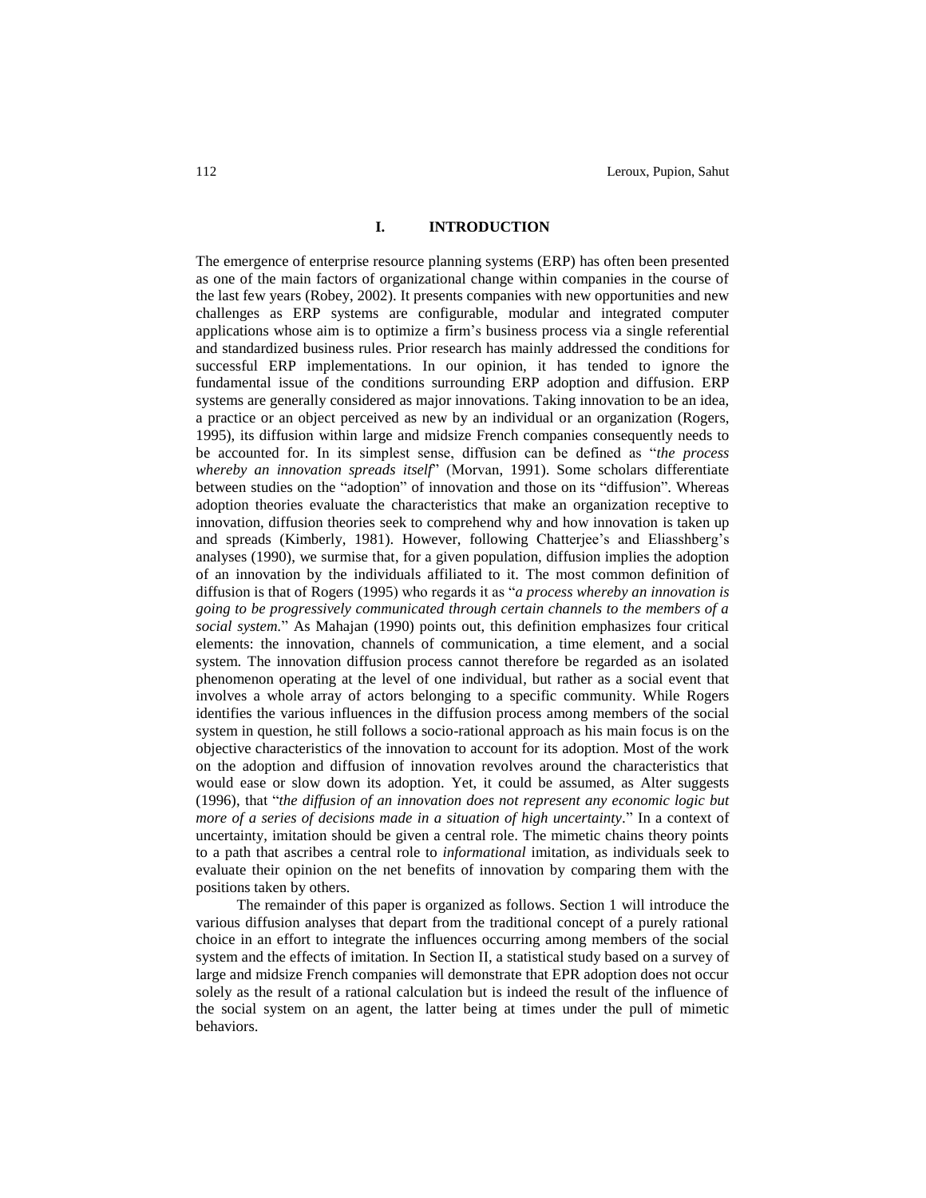## I. INTRODUCTION

The emergence of enterprise resource planning systems (ERP) has often been presented as one of the main factors of organizational change within companies in the course of the last few years (Robey, 2002). It presents companies with new opportunities and new challenges as ERP systems are configurable, modular and integrated computer applications whose aim is to optimize a firm's business process via a single referential and standardized business rules. Prior research has mainly addressed the conditions for successful ERP implementations. In our opinion, it has tended to ignore the fundamental issue of the conditions surrounding ERP adoption and diffusion. ERP systems are generally considered as major innovations. Taking innovation to be an idea, a practice or an object perceived as new by an individual or an organization (Rogers, 1995), its diffusion within large and midsize French companies consequently needs to be accounted for. In its simplest sense, diffusion can be defined as "*the process whereby an innovation spreads itself*" (Morvan, 1991). Some scholars differentiate between studies on the "adoption" of innovation and those on its "diffusion". Whereas adoption theories evaluate the characteristics that make an organization receptive to innovation, diffusion theories seek to comprehend why and how innovation is taken up and spreads (Kimberly, 1981). However, following Chatterjee's and Eliasshberg's analyses (1990), we surmise that, for a given population, diffusion implies the adoption of an innovation by the individuals affiliated to it. The most common definition of diffusion is that of Rogers (1995) who regards it as "*a process whereby an innovation is going to be progressively communicated through certain channels to the members of a social system.*" As Mahajan (1990) points out, this definition emphasizes four critical elements: the innovation, channels of communication, a time element, and a social system. The innovation diffusion process cannot therefore be regarded as an isolated phenomenon operating at the level of one individual, but rather as a social event that involves a whole array of actors belonging to a specific community. While Rogers identifies the various influences in the diffusion process among members of the social system in question, he still follows a socio-rational approach as his main focus is on the objective characteristics of the innovation to account for its adoption. Most of the work on the adoption and diffusion of innovation revolves around the characteristics that would ease or slow down its adoption. Yet, it could be assumed, as Alter suggests (1996), that "*the diffusion of an innovation does not represent any economic logic but more of a series of decisions made in a situation of high uncertainty*." In a context of uncertainty, imitation should be given a central role. The mimetic chains theory points to a path that ascribes a central role to *informational* imitation, as individuals seek to evaluate their opinion on the net benefits of innovation by comparing them with the positions taken by others.

The remainder of this paper is organized as follows. Section 1 will introduce the various diffusion analyses that depart from the traditional concept of a purely rational choice in an effort to integrate the influences occurring among members of the social system and the effects of imitation. In Section II, a statistical study based on a survey of large and midsize French companies will demonstrate that EPR adoption does not occur solely as the result of a rational calculation but is indeed the result of the influence of the social system on an agent, the latter being at times under the pull of mimetic behaviors.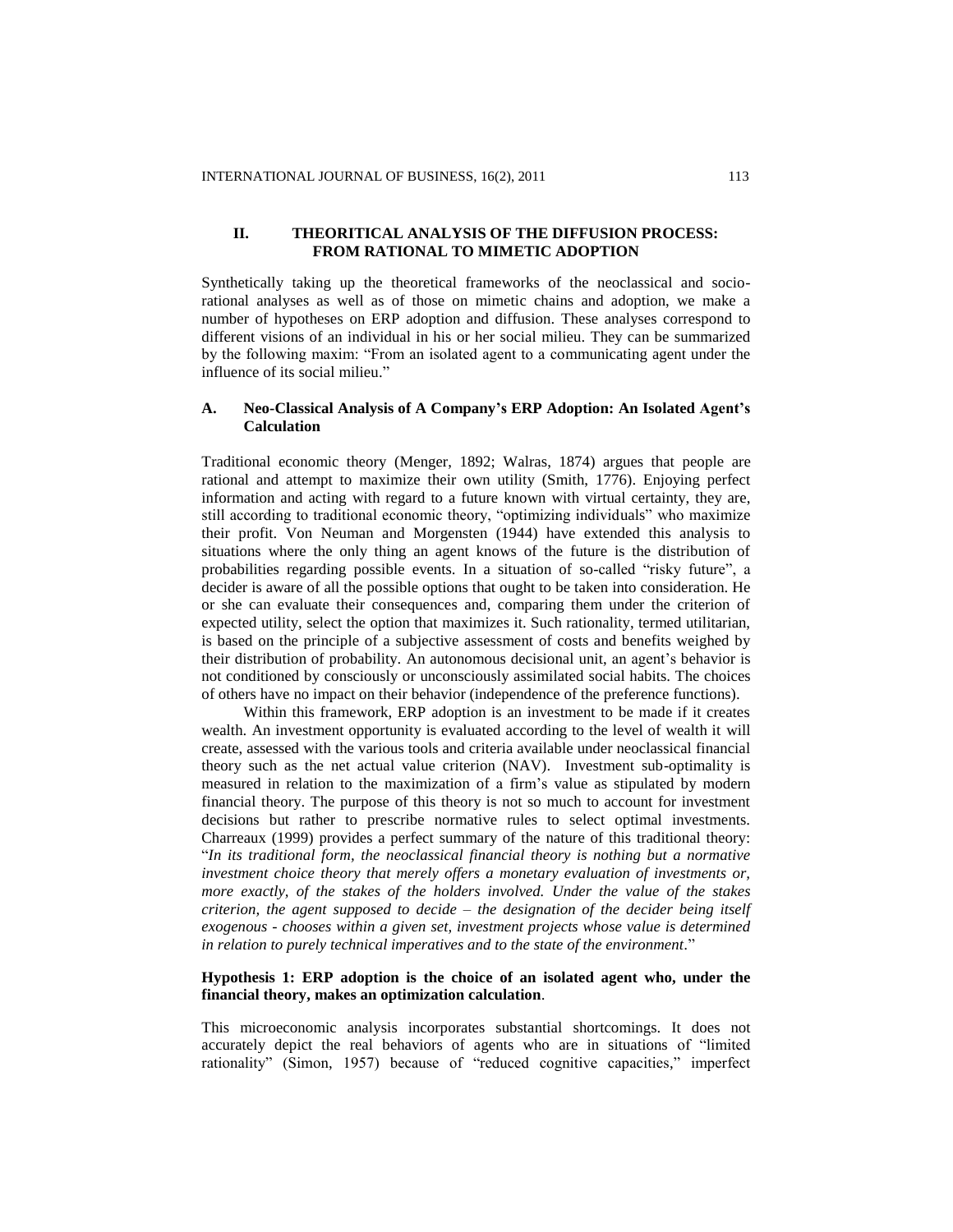## II. THEORITICAL ANALYSIS OF THE DIFFUSION PROCESS: FROM RATIONAL TO MIMETIC ADOPTION

Synthetically taking up the theoretical frameworks of the neoclassical and socio-rational analyses as well as of those on mimetic chains and adoption, we make a number of hypotheses on ERP adoption and diffusion. These analyses correspond to different visions of an individual in his or her social milieu. They can be summarized by the following maxim: "From an isolated agent to a communicating agent under the influence of its social milieu."

### A. Neo-Classical Analysis of A Company's ERP Adoption: An Isolated Agent's Calculation

Traditional economic theory (Menger, 1892; Walras, 1874) argues that people are rational and attempt to maximize their own utility (Smith, 1776). Enjoying perfect information and acting with regard to a future known with virtual certainty, they are, still according to traditional economic theory, "optimizing individuals" who maximize their profit. Von Neuman and Morgensten (1944) have extended this analysis to situations where the only thing an agent knows of the future is the distribution of probabilities regarding possible events. In a situation of so-called "risky future", a decider is aware of all the possible options that ought to be taken into consideration. He or she can evaluate their consequences and, comparing them under the criterion of expected utility, select the option that maximizes it. Such rationality, termed utilitarian, is based on the principle of a subjective assessment of costs and benefits weighed by their distribution of probability. An autonomous decisional unit, an agent's behavior is not conditioned by consciously or unconsciously assimilated social habits. The choices of others have no impact on their behavior (independence of the preference functions).

Within this framework, ERP adoption is an investment to be made if it creates wealth. An investment opportunity is evaluated according to the level of wealth it will create, assessed with the various tools and criteria available under neoclassical financial theory such as the net actual value criterion (NAV). Investment sub-optimality is measured in relation to the maximization of a firm's value as stipulated by modern financial theory. The purpose of this theory is not so much to account for investment decisions but rather to prescribe normative rules to select optimal investments. Charreaux (1999) provides a perfect summary of the nature of this traditional theory: "*In its traditional form, the neoclassical financial theory is nothing but a normative investment choice theory that merely offers a monetary evaluation of investments or, more exactly, of the stakes of the holders involved. Under the value of the stakes criterion, the agent supposed to decide – the designation of the decider being itself exogenous - chooses within a given set, investment projects whose value is determined in relation to purely technical imperatives and to the state of the environment*."

**Hypothesis 1: ERP adoption is the choice of an isolated agent who, under the financial theory, makes an optimization calculation**.

This microeconomic analysis incorporates substantial shortcomings. It does not accurately depict the real behaviors of agents who are in situations of "limited rationality" (Simon, 1957) because of "reduced cognitive capacities," imperfect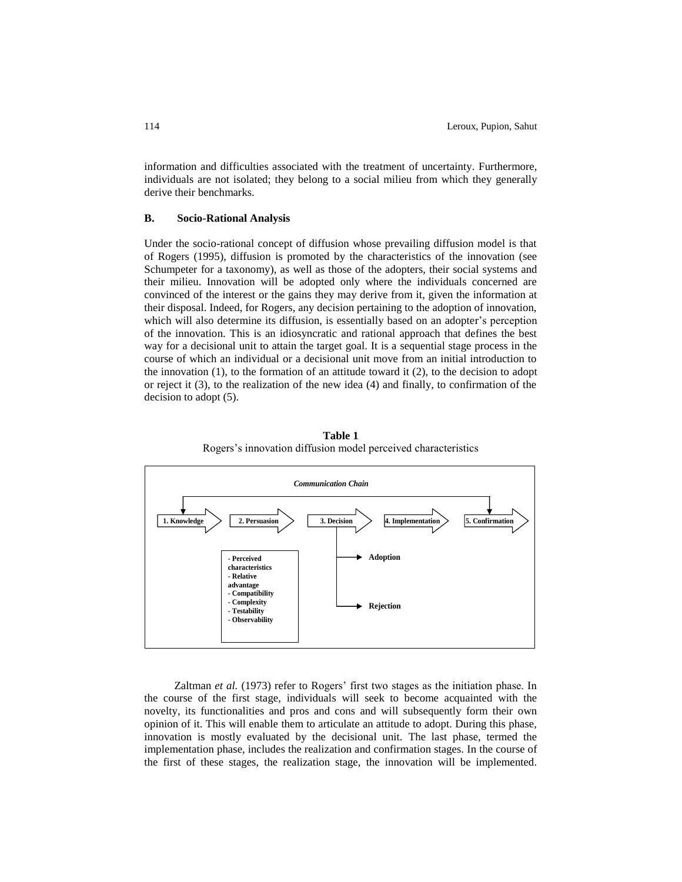information and difficulties associated with the treatment of uncertainty. Furthermore, individuals are not isolated; they belong to a social milieu from which they generally derive their benchmarks.

### B. Socio-Rational Analysis

Under the socio-rational concept of diffusion whose prevailing diffusion model is that of Rogers (1995), diffusion is promoted by the characteristics of the innovation (see Schumpeter for a taxonomy), as well as those of the adopters, their social systems and their milieu. Innovation will be adopted only where the individuals concerned are convinced of the interest or the gains they may derive from it, given the information at their disposal. Indeed, for Rogers, any decision pertaining to the adoption of innovation, which will also determine its diffusion, is essentially based on an adopter's perception of the innovation. This is an idiosyncratic and rational approach that defines the best way for a decisional unit to attain the target goal. It is a sequential stage process in the course of which an individual or a decisional unit move from an initial introduction to the innovation (1), to the formation of an attitude toward it (2), to the decision to adopt or reject it (3), to the realization of the new idea (4) and finally, to confirmation of the decision to adopt (5).

**Table 1**
Rogers's innovation diffusion model perceived characteristics

*Communication Chain*

1. Knowledge → 2. Persuasion → 3. Decision → 4. Implementation → 5. Confirmation

3. Decision → Adoption / Rejection

- Perceived characteristics
- Relative advantage
- Compatibility
- Complexity
- Testability
- Observability

Zaltman *et al.* (1973) refer to Rogers' first two stages as the initiation phase. In the course of the first stage, individuals will seek to become acquainted with the novelty, its functionalities and pros and cons and will subsequently form their own opinion of it. This will enable them to articulate an attitude to adopt. During this phase, innovation is mostly evaluated by the decisional unit. The last phase, termed the implementation phase, includes the realization and confirmation stages. In the course of the first of these stages, the realization stage, the innovation will be implemented.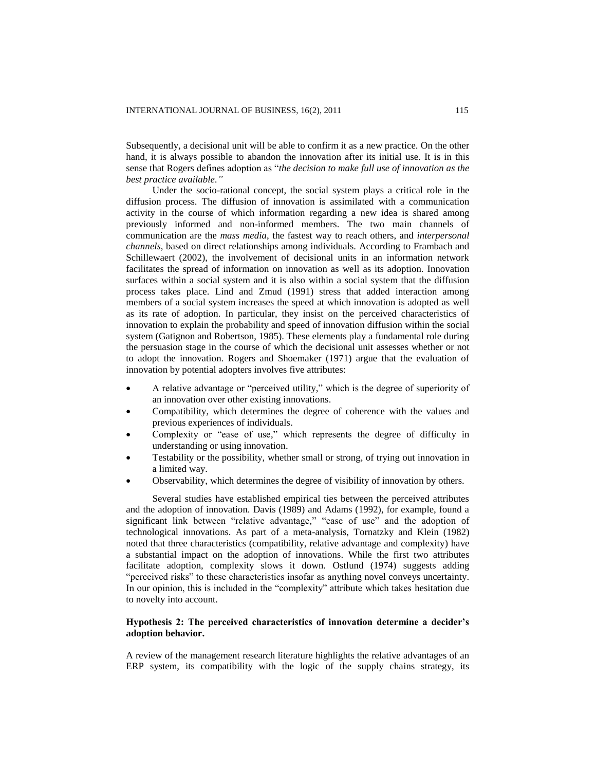Subsequently, a decisional unit will be able to confirm it as a new practice. On the other hand, it is always possible to abandon the innovation after its initial use. It is in this sense that Rogers defines adoption as "*the decision to make full use of innovation as the best practice available.*"

Under the socio-rational concept, the social system plays a critical role in the diffusion process. The diffusion of innovation is assimilated with a communication activity in the course of which information regarding a new idea is shared among previously informed and non-informed members. The two main channels of communication are the *mass media*, the fastest way to reach others, and *interpersonal channels*, based on direct relationships among individuals. According to Frambach and Schillewaert (2002), the involvement of decisional units in an information network facilitates the spread of information on innovation as well as its adoption. Innovation surfaces within a social system and it is also within a social system that the diffusion process takes place. Lind and Zmud (1991) stress that added interaction among members of a social system increases the speed at which innovation is adopted as well as its rate of adoption. In particular, they insist on the perceived characteristics of innovation to explain the probability and speed of innovation diffusion within the social system (Gatignon and Robertson, 1985). These elements play a fundamental role during the persuasion stage in the course of which the decisional unit assesses whether or not to adopt the innovation. Rogers and Shoemaker (1971) argue that the evaluation of innovation by potential adopters involves five attributes:

- A relative advantage or "perceived utility," which is the degree of superiority of an innovation over other existing innovations.
- Compatibility, which determines the degree of coherence with the values and previous experiences of individuals.
- Complexity or "ease of use," which represents the degree of difficulty in understanding or using innovation.
- Testability or the possibility, whether small or strong, of trying out innovation in a limited way.
- Observability, which determines the degree of visibility of innovation by others.

Several studies have established empirical ties between the perceived attributes and the adoption of innovation. Davis (1989) and Adams (1992), for example, found a significant link between "relative advantage," "ease of use" and the adoption of technological innovations. As part of a meta-analysis, Tornatzky and Klein (1982) noted that three characteristics (compatibility, relative advantage and complexity) have a substantial impact on the adoption of innovations. While the first two attributes facilitate adoption, complexity slows it down. Ostlund (1974) suggests adding "perceived risks" to these characteristics insofar as anything novel conveys uncertainty. In our opinion, this is included in the "complexity" attribute which takes hesitation due to novelty into account.

**Hypothesis 2: The perceived characteristics of innovation determine a decider's adoption behavior.**

A review of the management research literature highlights the relative advantages of an ERP system, its compatibility with the logic of the supply chains strategy, its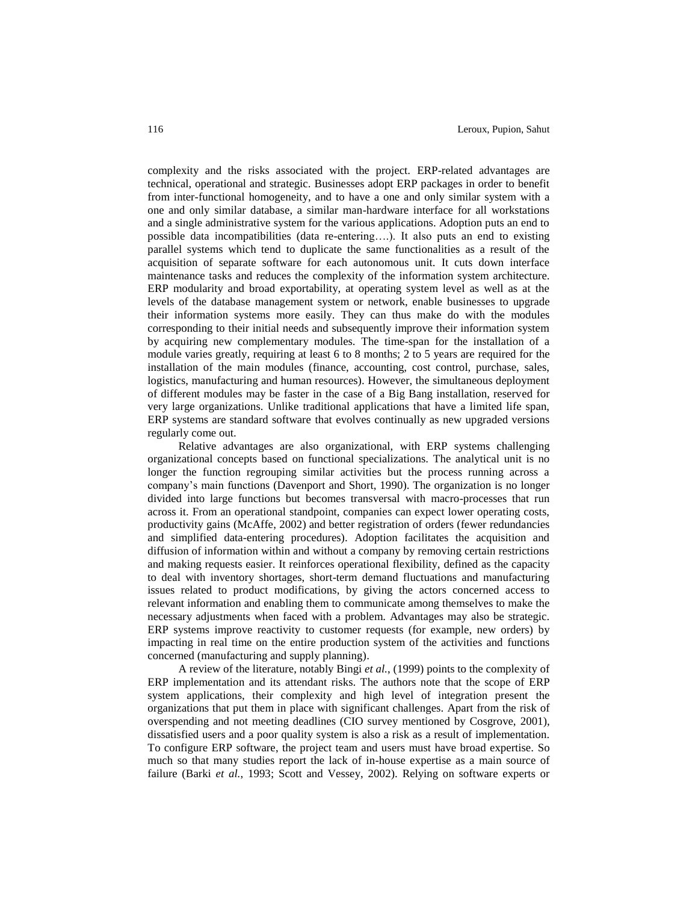complexity and the risks associated with the project. ERP-related advantages are technical, operational and strategic. Businesses adopt ERP packages in order to benefit from inter-functional homogeneity, and to have a one and only similar system with a one and only similar database, a similar man-hardware interface for all workstations and a single administrative system for the various applications. Adoption puts an end to possible data incompatibilities (data re-entering….). It also puts an end to existing parallel systems which tend to duplicate the same functionalities as a result of the acquisition of separate software for each autonomous unit. It cuts down interface maintenance tasks and reduces the complexity of the information system architecture. ERP modularity and broad exportability, at operating system level as well as at the levels of the database management system or network, enable businesses to upgrade their information systems more easily. They can thus make do with the modules corresponding to their initial needs and subsequently improve their information system by acquiring new complementary modules. The time-span for the installation of a module varies greatly, requiring at least 6 to 8 months; 2 to 5 years are required for the installation of the main modules (finance, accounting, cost control, purchase, sales, logistics, manufacturing and human resources). However, the simultaneous deployment of different modules may be faster in the case of a Big Bang installation, reserved for very large organizations. Unlike traditional applications that have a limited life span, ERP systems are standard software that evolves continually as new upgraded versions regularly come out.

Relative advantages are also organizational, with ERP systems challenging organizational concepts based on functional specializations. The analytical unit is no longer the function regrouping similar activities but the process running across a company's main functions (Davenport and Short, 1990). The organization is no longer divided into large functions but becomes transversal with macro-processes that run across it. From an operational standpoint, companies can expect lower operating costs, productivity gains (McAffe, 2002) and better registration of orders (fewer redundancies and simplified data-entering procedures). Adoption facilitates the acquisition and diffusion of information within and without a company by removing certain restrictions and making requests easier. It reinforces operational flexibility, defined as the capacity to deal with inventory shortages, short-term demand fluctuations and manufacturing issues related to product modifications, by giving the actors concerned access to relevant information and enabling them to communicate among themselves to make the necessary adjustments when faced with a problem. Advantages may also be strategic. ERP systems improve reactivity to customer requests (for example, new orders) by impacting in real time on the entire production system of the activities and functions concerned (manufacturing and supply planning).

A review of the literature, notably Bingi *et al.*, (1999) points to the complexity of ERP implementation and its attendant risks. The authors note that the scope of ERP system applications, their complexity and high level of integration present the organizations that put them in place with significant challenges. Apart from the risk of overspending and not meeting deadlines (CIO survey mentioned by Cosgrove, 2001), dissatisfied users and a poor quality system is also a risk as a result of implementation. To configure ERP software, the project team and users must have broad expertise. So much so that many studies report the lack of in-house expertise as a main source of failure (Barki *et al.*, 1993; Scott and Vessey, 2002). Relying on software experts or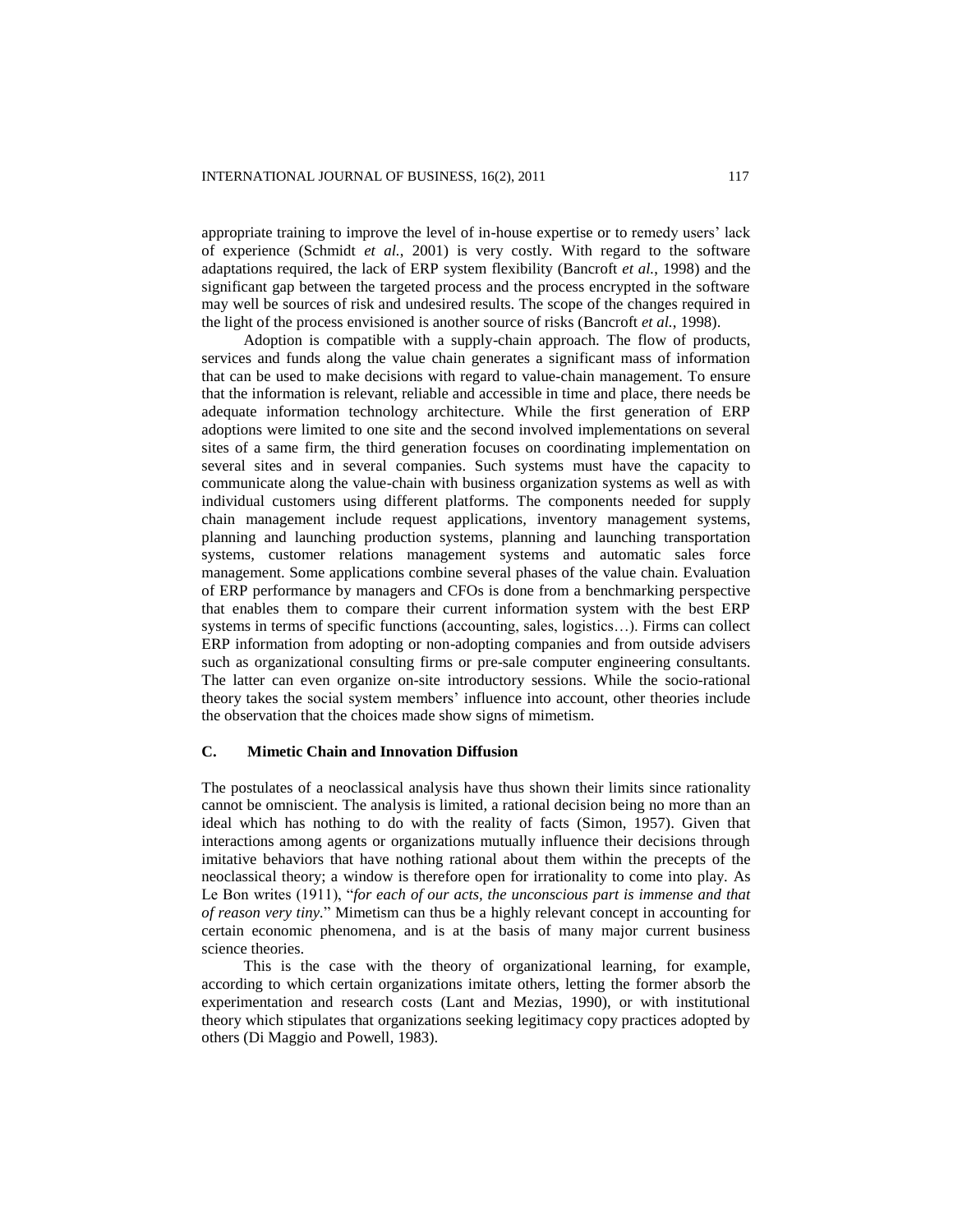appropriate training to improve the level of in-house expertise or to remedy users' lack of experience (Schmidt *et al.*, 2001) is very costly. With regard to the software adaptations required, the lack of ERP system flexibility (Bancroft *et al.*, 1998) and the significant gap between the targeted process and the process encrypted in the software may well be sources of risk and undesired results. The scope of the changes required in the light of the process envisioned is another source of risks (Bancroft *et al.*, 1998).

Adoption is compatible with a supply-chain approach. The flow of products, services and funds along the value chain generates a significant mass of information that can be used to make decisions with regard to value-chain management. To ensure that the information is relevant, reliable and accessible in time and place, there needs be adequate information technology architecture. While the first generation of ERP adoptions were limited to one site and the second involved implementations on several sites of a same firm, the third generation focuses on coordinating implementation on several sites and in several companies. Such systems must have the capacity to communicate along the value-chain with business organization systems as well as with individual customers using different platforms. The components needed for supply chain management include request applications, inventory management systems, planning and launching production systems, planning and launching transportation systems, customer relations management systems and automatic sales force management. Some applications combine several phases of the value chain. Evaluation of ERP performance by managers and CFOs is done from a benchmarking perspective that enables them to compare their current information system with the best ERP systems in terms of specific functions (accounting, sales, logistics…). Firms can collect ERP information from adopting or non-adopting companies and from outside advisers such as organizational consulting firms or pre-sale computer engineering consultants. The latter can even organize on-site introductory sessions. While the socio-rational theory takes the social system members' influence into account, other theories include the observation that the choices made show signs of mimetism.

### C. Mimetic Chain and Innovation Diffusion

The postulates of a neoclassical analysis have thus shown their limits since rationality cannot be omniscient. The analysis is limited, a rational decision being no more than an ideal which has nothing to do with the reality of facts (Simon, 1957). Given that interactions among agents or organizations mutually influence their decisions through imitative behaviors that have nothing rational about them within the precepts of the neoclassical theory; a window is therefore open for irrationality to come into play. As Le Bon writes (1911), "*for each of our acts, the unconscious part is immense and that of reason very tiny.*" Mimetism can thus be a highly relevant concept in accounting for certain economic phenomena, and is at the basis of many major current business science theories.

This is the case with the theory of organizational learning, for example, according to which certain organizations imitate others, letting the former absorb the experimentation and research costs (Lant and Mezias, 1990), or with institutional theory which stipulates that organizations seeking legitimacy copy practices adopted by others (Di Maggio and Powell, 1983).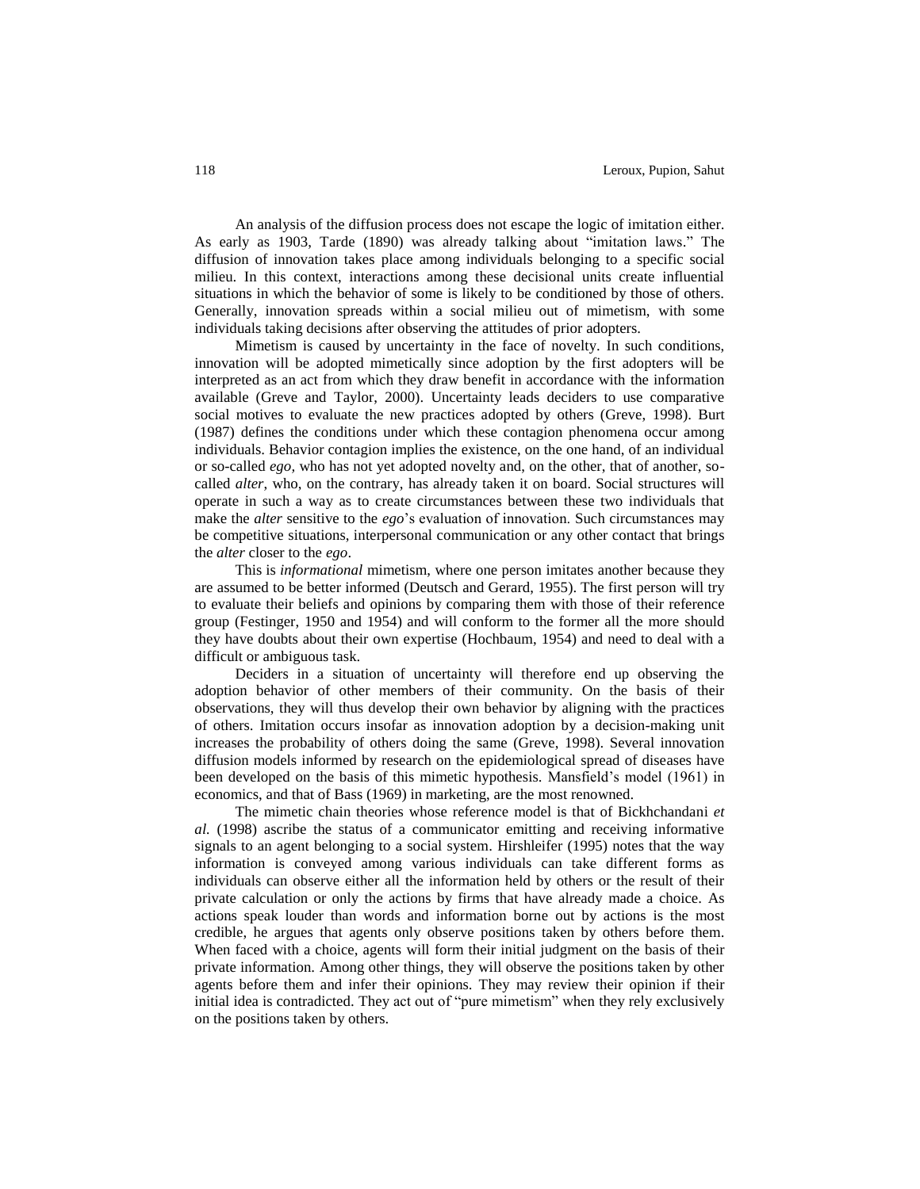An analysis of the diffusion process does not escape the logic of imitation either. As early as 1903, Tarde (1890) was already talking about "imitation laws." The diffusion of innovation takes place among individuals belonging to a specific social milieu. In this context, interactions among these decisional units create influential situations in which the behavior of some is likely to be conditioned by those of others. Generally, innovation spreads within a social milieu out of mimetism, with some individuals taking decisions after observing the attitudes of prior adopters.

Mimetism is caused by uncertainty in the face of novelty. In such conditions, innovation will be adopted mimetically since adoption by the first adopters will be interpreted as an act from which they draw benefit in accordance with the information available (Greve and Taylor, 2000). Uncertainty leads deciders to use comparative social motives to evaluate the new practices adopted by others (Greve, 1998). Burt (1987) defines the conditions under which these contagion phenomena occur among individuals. Behavior contagion implies the existence, on the one hand, of an individual or so-called *ego*, who has not yet adopted novelty and, on the other, that of another, so-called *alter*, who, on the contrary, has already taken it on board. Social structures will operate in such a way as to create circumstances between these two individuals that make the *alter* sensitive to the *ego*'s evaluation of innovation. Such circumstances may be competitive situations, interpersonal communication or any other contact that brings the *alter* closer to the *ego*.

This is *informational* mimetism, where one person imitates another because they are assumed to be better informed (Deutsch and Gerard, 1955). The first person will try to evaluate their beliefs and opinions by comparing them with those of their reference group (Festinger, 1950 and 1954) and will conform to the former all the more should they have doubts about their own expertise (Hochbaum, 1954) and need to deal with a difficult or ambiguous task.

Deciders in a situation of uncertainty will therefore end up observing the adoption behavior of other members of their community. On the basis of their observations, they will thus develop their own behavior by aligning with the practices of others. Imitation occurs insofar as innovation adoption by a decision-making unit increases the probability of others doing the same (Greve, 1998). Several innovation diffusion models informed by research on the epidemiological spread of diseases have been developed on the basis of this mimetic hypothesis. Mansfield's model (1961) in economics, and that of Bass (1969) in marketing, are the most renowned.

The mimetic chain theories whose reference model is that of Bickhchandani *et al.* (1998) ascribe the status of a communicator emitting and receiving informative signals to an agent belonging to a social system. Hirshleifer (1995) notes that the way information is conveyed among various individuals can take different forms as individuals can observe either all the information held by others or the result of their private calculation or only the actions by firms that have already made a choice. As actions speak louder than words and information borne out by actions is the most credible, he argues that agents only observe positions taken by others before them. When faced with a choice, agents will form their initial judgment on the basis of their private information. Among other things, they will observe the positions taken by other agents before them and infer their opinions. They may review their opinion if their initial idea is contradicted. They act out of "pure mimetism" when they rely exclusively on the positions taken by others.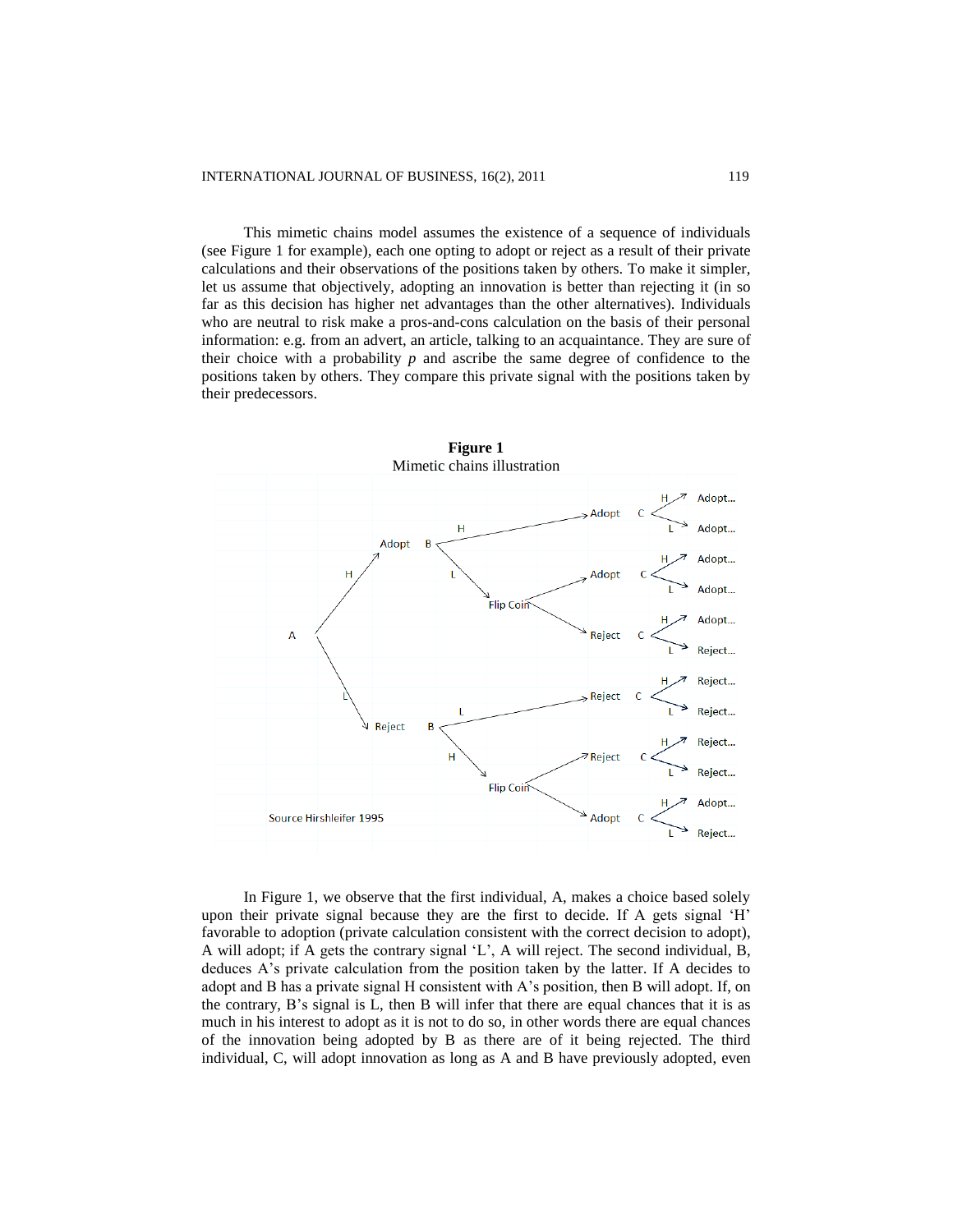This mimetic chains model assumes the existence of a sequence of individuals (see Figure 1 for example), each one opting to adopt or reject as a result of their private calculations and their observations of the positions taken by others. To make it simpler, let us assume that objectively, adopting an innovation is better than rejecting it (in so far as this decision has higher net advantages than the other alternatives). Individuals who are neutral to risk make a pros-and-cons calculation on the basis of their personal information: e.g. from an advert, an article, talking to an acquaintance. They are sure of their choice with a probability *p* and ascribe the same degree of confidence to the positions taken by others. They compare this private signal with the positions taken by their predecessors.

**Figure 1**
Mimetic chains illustration

Source Hirshleifer 1995

In Figure 1, we observe that the first individual, A, makes a choice based solely upon their private signal because they are the first to decide. If A gets signal 'H' favorable to adoption (private calculation consistent with the correct decision to adopt), A will adopt; if A gets the contrary signal 'L', A will reject. The second individual, B, deduces A's private calculation from the position taken by the latter. If A decides to adopt and B has a private signal H consistent with A's position, then B will adopt. If, on the contrary, B's signal is L, then B will infer that there are equal chances that it is as much in his interest to adopt as it is not to do so, in other words there are equal chances of the innovation being adopted by B as there are of it being rejected. The third individual, C, will adopt innovation as long as A and B have previously adopted, even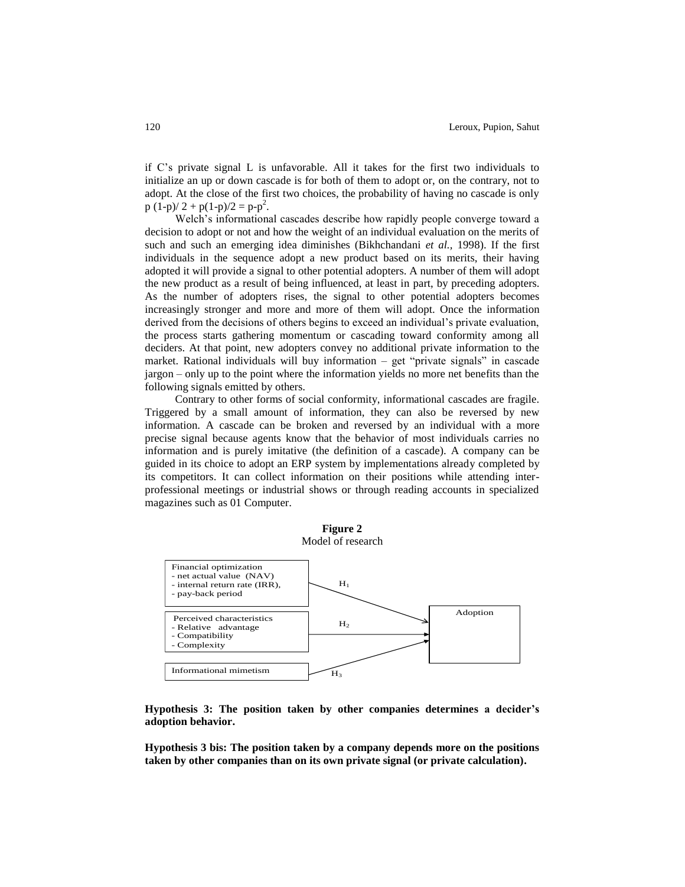if C's private signal L is unfavorable. All it takes for the first two individuals to initialize an up or down cascade is for both of them to adopt or, on the contrary, not to adopt. At the close of the first two choices, the probability of having no cascade is only $p(1-p)/2 + p(1-p)/2 = p-p^2$.

Welch's informational cascades describe how rapidly people converge toward a decision to adopt or not and how the weight of an individual evaluation on the merits of such and such an emerging idea diminishes (Bikhchandani *et al.,* 1998). If the first individuals in the sequence adopt a new product based on its merits, their having adopted it will provide a signal to other potential adopters. A number of them will adopt the new product as a result of being influenced, at least in part, by preceding adopters. As the number of adopters rises, the signal to other potential adopters becomes increasingly stronger and more and more of them will adopt. Once the information derived from the decisions of others begins to exceed an individual's private evaluation, the process starts gathering momentum or cascading toward conformity among all deciders. At that point, new adopters convey no additional private information to the market. Rational individuals will buy information – get "private signals" in cascade jargon – only up to the point where the information yields no more net benefits than the following signals emitted by others.

Contrary to other forms of social conformity, informational cascades are fragile. Triggered by a small amount of information, they can also be reversed by new information. A cascade can be broken and reversed by an individual with a more precise signal because agents know that the behavior of most individuals carries no information and is purely imitative (the definition of a cascade). A company can be guided in its choice to adopt an ERP system by implementations already completed by its competitors. It can collect information on their positions while attending inter-professional meetings or industrial shows or through reading accounts in specialized magazines such as 01 Computer.

**Figure 2**
Model of research

Financial optimization
- net actual value (NAV)
- internal return rate (IRR),
- pay-back period

Perceived characteristics
- Relative advantage
- Compatibility
- Complexity

Informational mimetism

$H_1$, $H_2$, $H_3$ → Adoption

**Hypothesis 3: The position taken by other companies determines a decider's adoption behavior.**

**Hypothesis 3 bis: The position taken by a company depends more on the positions taken by other companies than on its own private signal (or private calculation).**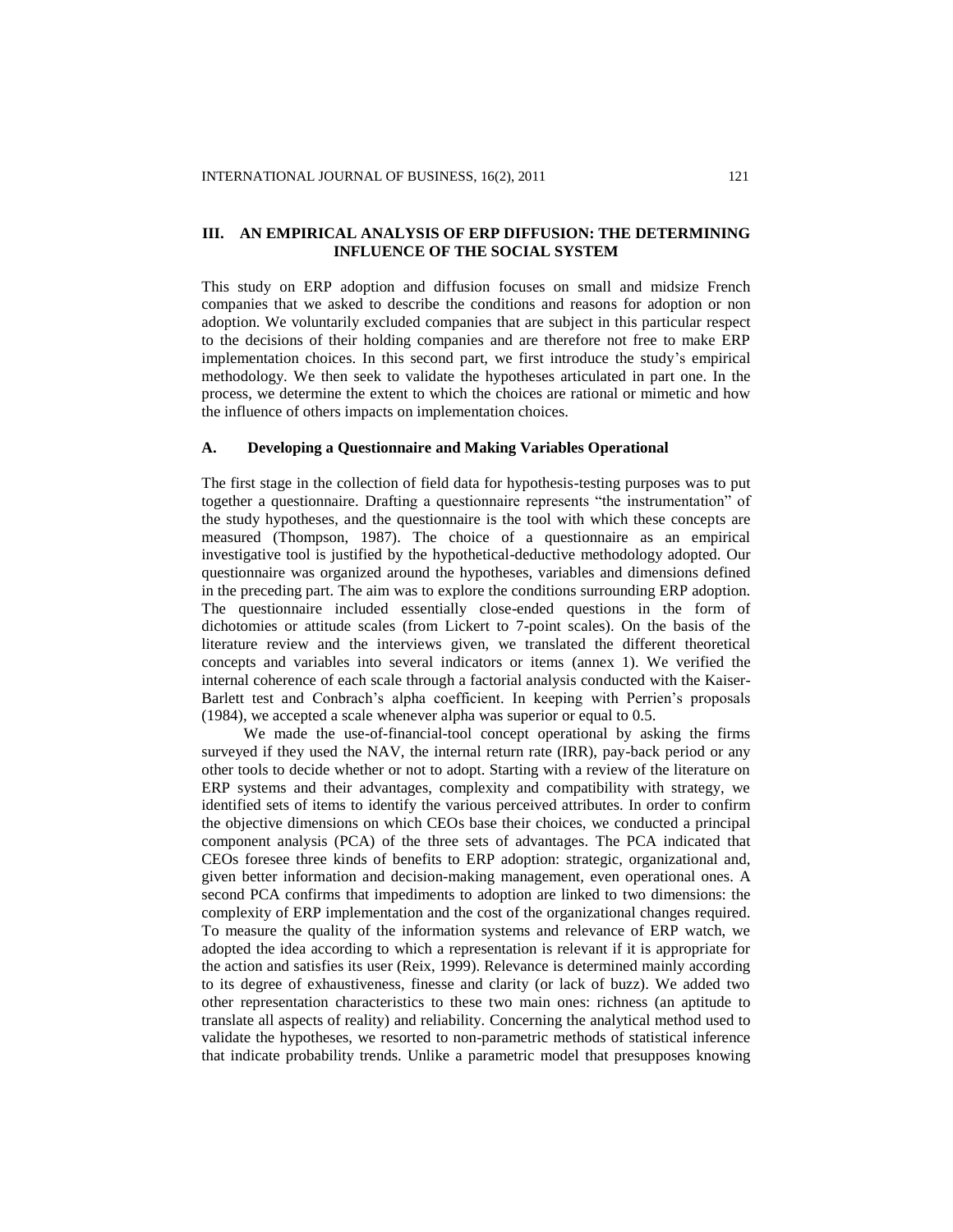## III. AN EMPIRICAL ANALYSIS OF ERP DIFFUSION: THE DETERMINING INFLUENCE OF THE SOCIAL SYSTEM

This study on ERP adoption and diffusion focuses on small and midsize French companies that we asked to describe the conditions and reasons for adoption or non adoption. We voluntarily excluded companies that are subject in this particular respect to the decisions of their holding companies and are therefore not free to make ERP implementation choices. In this second part, we first introduce the study's empirical methodology. We then seek to validate the hypotheses articulated in part one. In the process, we determine the extent to which the choices are rational or mimetic and how the influence of others impacts on implementation choices.

### A. Developing a Questionnaire and Making Variables Operational

The first stage in the collection of field data for hypothesis-testing purposes was to put together a questionnaire. Drafting a questionnaire represents "the instrumentation" of the study hypotheses, and the questionnaire is the tool with which these concepts are measured (Thompson, 1987). The choice of a questionnaire as an empirical investigative tool is justified by the hypothetical-deductive methodology adopted. Our questionnaire was organized around the hypotheses, variables and dimensions defined in the preceding part. The aim was to explore the conditions surrounding ERP adoption. The questionnaire included essentially close-ended questions in the form of dichotomies or attitude scales (from Lickert to 7-point scales). On the basis of the literature review and the interviews given, we translated the different theoretical concepts and variables into several indicators or items (annex 1). We verified the internal coherence of each scale through a factorial analysis conducted with the Kaiser-Barlett test and Conbrach's alpha coefficient. In keeping with Perrien's proposals (1984), we accepted a scale whenever alpha was superior or equal to 0.5.

We made the use-of-financial-tool concept operational by asking the firms surveyed if they used the NAV, the internal return rate (IRR), pay-back period or any other tools to decide whether or not to adopt. Starting with a review of the literature on ERP systems and their advantages, complexity and compatibility with strategy, we identified sets of items to identify the various perceived attributes. In order to confirm the objective dimensions on which CEOs base their choices, we conducted a principal component analysis (PCA) of the three sets of advantages. The PCA indicated that CEOs foresee three kinds of benefits to ERP adoption: strategic, organizational and, given better information and decision-making management, even operational ones. A second PCA confirms that impediments to adoption are linked to two dimensions: the complexity of ERP implementation and the cost of the organizational changes required. To measure the quality of the information systems and relevance of ERP watch, we adopted the idea according to which a representation is relevant if it is appropriate for the action and satisfies its user (Reix, 1999). Relevance is determined mainly according to its degree of exhaustiveness, finesse and clarity (or lack of buzz). We added two other representation characteristics to these two main ones: richness (an aptitude to translate all aspects of reality) and reliability. Concerning the analytical method used to validate the hypotheses, we resorted to non-parametric methods of statistical inference that indicate probability trends. Unlike a parametric model that presupposes knowing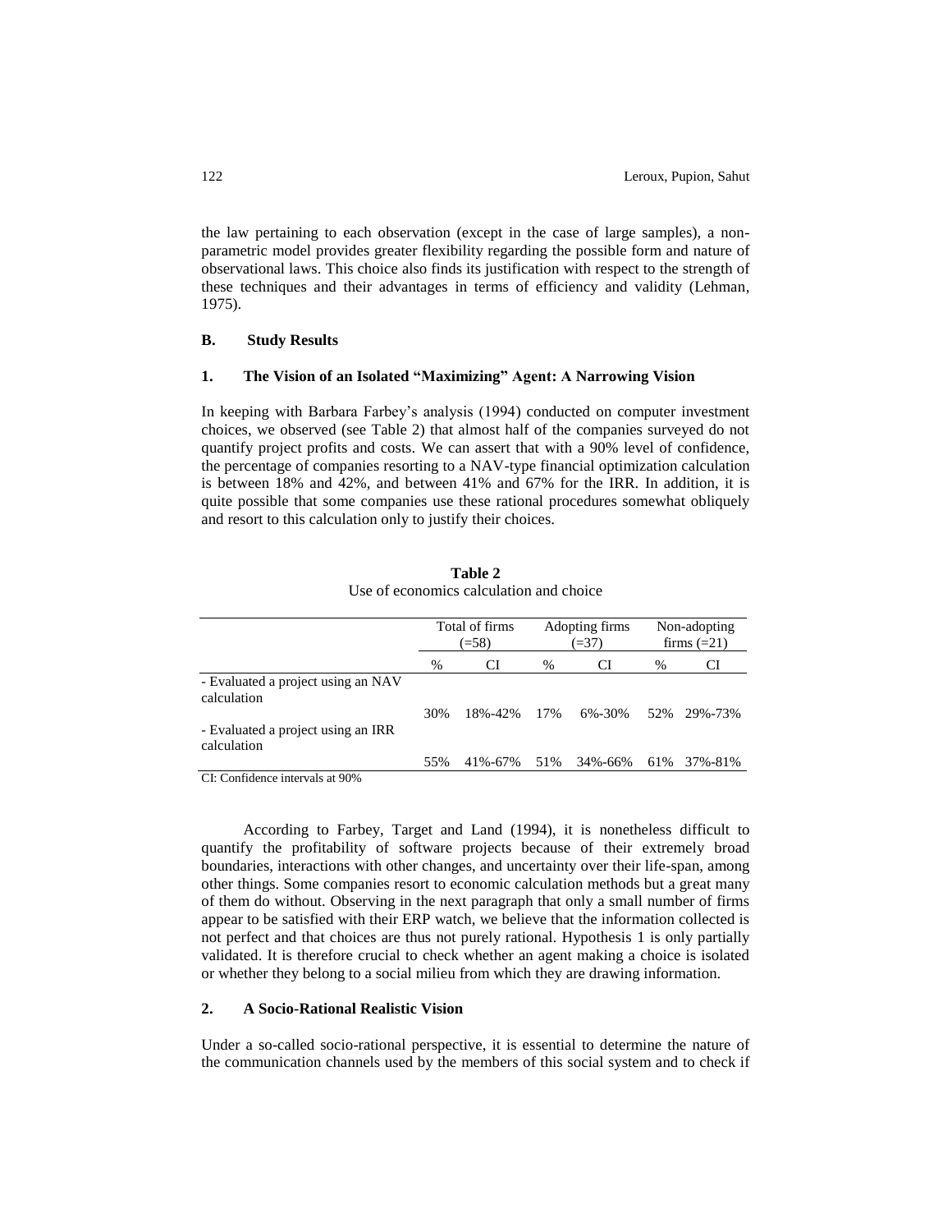the law pertaining to each observation (except in the case of large samples), a non-parametric model provides greater flexibility regarding the possible form and nature of observational laws. This choice also finds its justification with respect to the strength of these techniques and their advantages in terms of efficiency and validity (Lehman, 1975).

### B. Study Results

#### 1. The Vision of an Isolated "Maximizing" Agent: A Narrowing Vision

In keeping with Barbara Farbey's analysis (1994) conducted on computer investment choices, we observed (see Table 2) that almost half of the companies surveyed do not quantify project profits and costs. We can assert that with a 90% level of confidence, the percentage of companies resorting to a NAV-type financial optimization calculation is between 18% and 42%, and between 41% and 67% for the IRR. In addition, it is quite possible that some companies use these rational procedures somewhat obliquely and resort to this calculation only to justify their choices.

**Table 2**
Use of economics calculation and choice

| | Total of firms (=58) | | Adopting firms (=37) | | Non-adopting firms (=21) | |
|---|---|---|---|---|---|---|
| | % | CI | % | CI | % | CI |
| - Evaluated a project using an NAV calculation | 30% | 18%-42% | 17% | 6%-30% | 52% | 29%-73% |
| - Evaluated a project using an IRR calculation | 55% | 41%-67% | 51% | 34%-66% | 61% | 37%-81% |

CI: Confidence intervals at 90%

According to Farbey, Target and Land (1994), it is nonetheless difficult to quantify the profitability of software projects because of their extremely broad boundaries, interactions with other changes, and uncertainty over their life-span, among other things. Some companies resort to economic calculation methods but a great many of them do without. Observing in the next paragraph that only a small number of firms appear to be satisfied with their ERP watch, we believe that the information collected is not perfect and that choices are thus not purely rational. Hypothesis 1 is only partially validated. It is therefore crucial to check whether an agent making a choice is isolated or whether they belong to a social milieu from which they are drawing information.

#### 2. A Socio-Rational Realistic Vision

Under a so-called socio-rational perspective, it is essential to determine the nature of the communication channels used by the members of this social system and to check if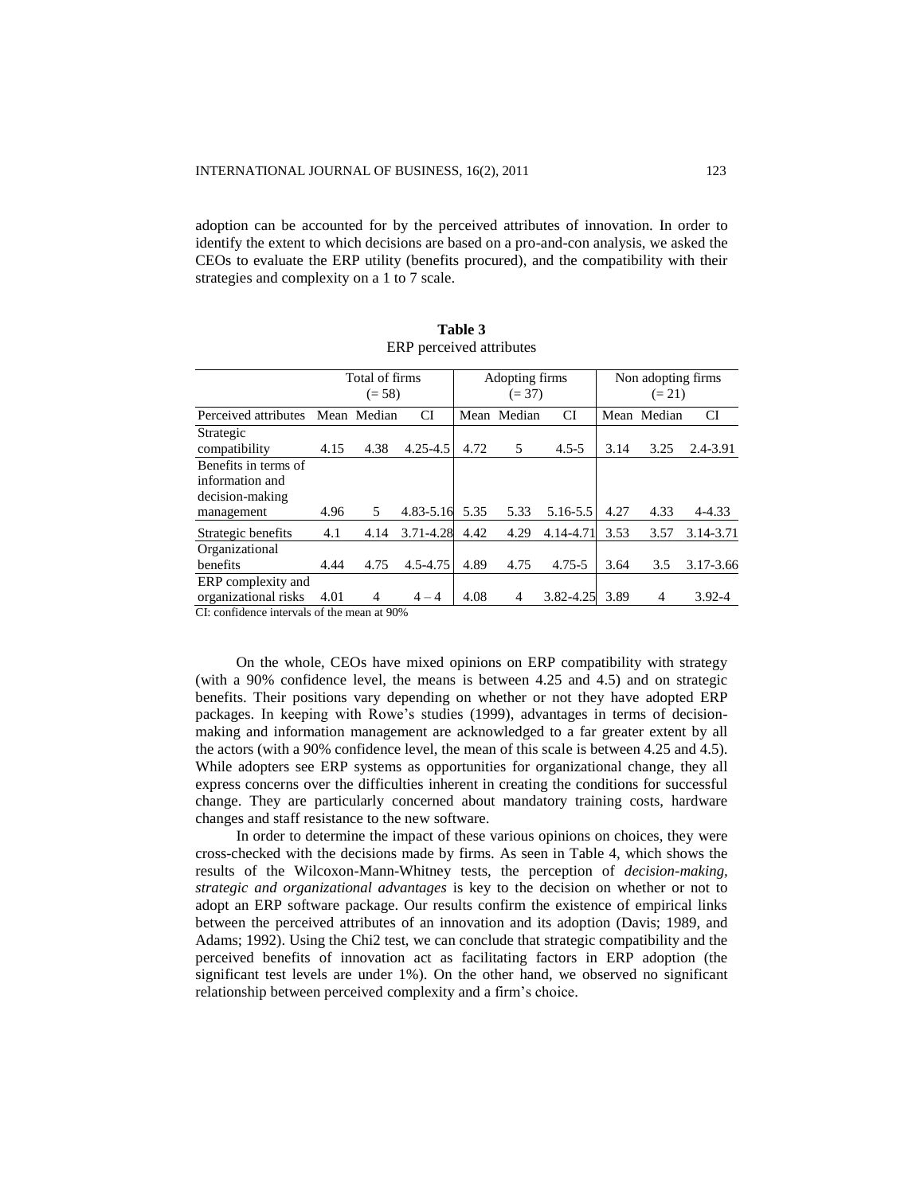adoption can be accounted for by the perceived attributes of innovation. In order to identify the extent to which decisions are based on a pro-and-con analysis, we asked the CEOs to evaluate the ERP utility (benefits procured), and the compatibility with their strategies and complexity on a 1 to 7 scale.

**Table 3**
ERP perceived attributes

| | Total of firms (= 58) | | | Adopting firms (= 37) | | | Non adopting firms (= 21) | | |
|---|---|---|---|---|---|---|---|---|---|
| Perceived attributes | Mean | Median | CI | Mean | Median | CI | Mean | Median | CI |
| Strategic compatibility | 4.15 | 4.38 | 4.25-4.5 | 4.72 | 5 | 4.5-5 | 3.14 | 3.25 | 2.4-3.91 |
| Benefits in terms of information and decision-making management | 4.96 | 5 | 4.83-5.16 | 5.35 | 5.33 | 5.16-5.5 | 4.27 | 4.33 | 4-4.33 |
| Strategic benefits | 4.1 | 4.14 | 3.71-4.28 | 4.42 | 4.29 | 4.14-4.71 | 3.53 | 3.57 | 3.14-3.71 |
| Organizational benefits | 4.44 | 4.75 | 4.5-4.75 | 4.89 | 4.75 | 4.75-5 | 3.64 | 3.5 | 3.17-3.66 |
| ERP complexity and organizational risks | 4.01 | 4 | 4 – 4 | 4.08 | 4 | 3.82-4.25 | 3.89 | 4 | 3.92-4 |

CI: confidence intervals of the mean at 90%

On the whole, CEOs have mixed opinions on ERP compatibility with strategy (with a 90% confidence level, the means is between 4.25 and 4.5) and on strategic benefits. Their positions vary depending on whether or not they have adopted ERP packages. In keeping with Rowe's studies (1999), advantages in terms of decision-making and information management are acknowledged to a far greater extent by all the actors (with a 90% confidence level, the mean of this scale is between 4.25 and 4.5). While adopters see ERP systems as opportunities for organizational change, they all express concerns over the difficulties inherent in creating the conditions for successful change. They are particularly concerned about mandatory training costs, hardware changes and staff resistance to the new software.

In order to determine the impact of these various opinions on choices, they were cross-checked with the decisions made by firms. As seen in Table 4, which shows the results of the Wilcoxon-Mann-Whitney tests, the perception of *decision-making, strategic and organizational advantages* is key to the decision on whether or not to adopt an ERP software package. Our results confirm the existence of empirical links between the perceived attributes of an innovation and its adoption (Davis; 1989, and Adams; 1992). Using the Chi2 test, we can conclude that strategic compatibility and the perceived benefits of innovation act as facilitating factors in ERP adoption (the significant test levels are under 1%). On the other hand, we observed no significant relationship between perceived complexity and a firm's choice.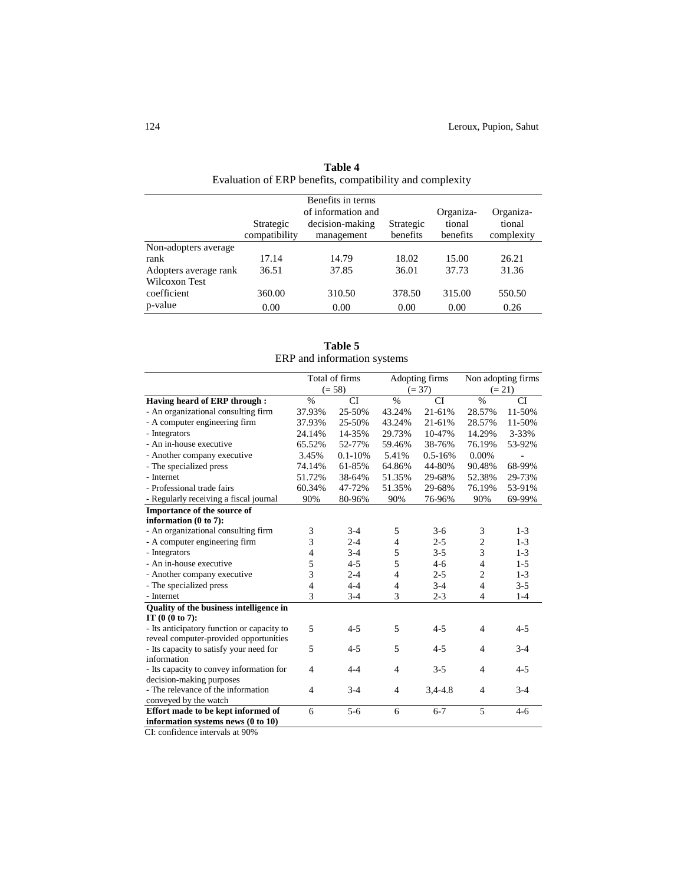**Table 4**
Evaluation of ERP benefits, compatibility and complexity

| | Strategic compatibility | Benefits in terms of information and decision-making management | Strategic benefits | Organiza-tional benefits | Organiza-tional complexity |
|---|---|---|---|---|---|
| Non-adopters average rank | 17.14 | 14.79 | 18.02 | 15.00 | 26.21 |
| Adopters average rank | 36.51 | 37.85 | 36.01 | 37.73 | 31.36 |
| Wilcoxon Test coefficient | 360.00 | 310.50 | 378.50 | 315.00 | 550.50 |
| p-value | 0.00 | 0.00 | 0.00 | 0.00 | 0.26 |

**Table 5**
ERP and information systems

| | Total of firms (= 58) | | Adopting firms (= 37) | | Non adopting firms (= 21) | |
|---|---|---|---|---|---|---|
| **Having heard of ERP through :** | % | CI | % | CI | % | CI |
| - An organizational consulting firm | 37.93% | 25-50% | 43.24% | 21-61% | 28.57% | 11-50% |
| - A computer engineering firm | 37.93% | 25-50% | 43.24% | 21-61% | 28.57% | 11-50% |
| - Integrators | 24.14% | 14-35% | 29.73% | 10-47% | 14.29% | 3-33% |
| - An in-house executive | 65.52% | 52-77% | 59.46% | 38-76% | 76.19% | 53-92% |
| - Another company executive | 3.45% | 0.1-10% | 5.41% | 0.5-16% | 0.00% | - |
| - The specialized press | 74.14% | 61-85% | 64.86% | 44-80% | 90.48% | 68-99% |
| - Internet | 51.72% | 38-64% | 51.35% | 29-68% | 52.38% | 29-73% |
| - Professional trade fairs | 60.34% | 47-72% | 51.35% | 29-68% | 76.19% | 53-91% |
| - Regularly receiving a fiscal journal | 90% | 80-96% | 90% | 76-96% | 90% | 69-99% |
| **Importance of the source of information (0 to 7):** | | | | | | |
| - An organizational consulting firm | 3 | 3-4 | 5 | 3-6 | 3 | 1-3 |
| - A computer engineering firm | 3 | 2-4 | 4 | 2-5 | 2 | 1-3 |
| - Integrators | 4 | 3-4 | 5 | 3-5 | 3 | 1-3 |
| - An in-house executive | 5 | 4-5 | 5 | 4-6 | 4 | 1-5 |
| - Another company executive | 3 | 2-4 | 4 | 2-5 | 2 | 1-3 |
| - The specialized press | 4 | 4-4 | 4 | 3-4 | 4 | 3-5 |
| - Internet | 3 | 3-4 | 3 | 2-3 | 4 | 1-4 |
| **Quality of the business intelligence in IT (0 (0 to 7):** | | | | | | |
| - Its anticipatory function or capacity to reveal computer-provided opportunities | 5 | 4-5 | 5 | 4-5 | 4 | 4-5 |
| - Its capacity to satisfy your need for information | 5 | 4-5 | 5 | 4-5 | 4 | 3-4 |
| - Its capacity to convey information for decision-making purposes | 4 | 4-4 | 4 | 3-5 | 4 | 4-5 |
| - The relevance of the information conveyed by the watch | 4 | 3-4 | 4 | 3,4-4.8 | 4 | 3-4 |
| **Effort made to be kept informed of information systems news (0 to 10)** | 6 | 5-6 | 6 | 6-7 | 5 | 4-6 |

CI: confidence intervals at 90%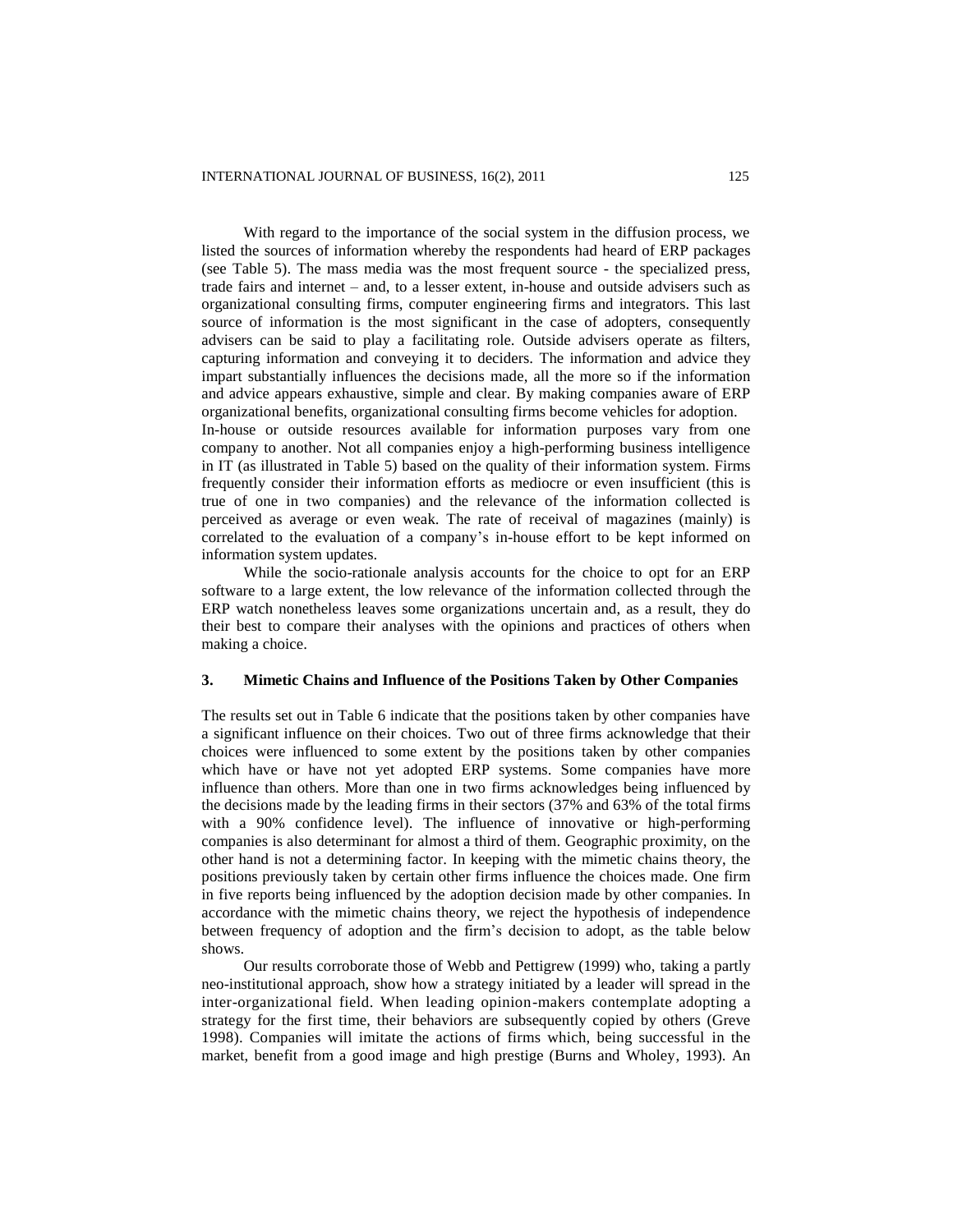With regard to the importance of the social system in the diffusion process, we listed the sources of information whereby the respondents had heard of ERP packages (see Table 5). The mass media was the most frequent source - the specialized press, trade fairs and internet – and, to a lesser extent, in-house and outside advisers such as organizational consulting firms, computer engineering firms and integrators. This last source of information is the most significant in the case of adopters, consequently advisers can be said to play a facilitating role. Outside advisers operate as filters, capturing information and conveying it to deciders. The information and advice they impart substantially influences the decisions made, all the more so if the information and advice appears exhaustive, simple and clear. By making companies aware of ERP organizational benefits, organizational consulting firms become vehicles for adoption.

In-house or outside resources available for information purposes vary from one company to another. Not all companies enjoy a high-performing business intelligence in IT (as illustrated in Table 5) based on the quality of their information system. Firms frequently consider their information efforts as mediocre or even insufficient (this is true of one in two companies) and the relevance of the information collected is perceived as average or even weak. The rate of receival of magazines (mainly) is correlated to the evaluation of a company's in-house effort to be kept informed on information system updates.

While the socio-rationale analysis accounts for the choice to opt for an ERP software to a large extent, the low relevance of the information collected through the ERP watch nonetheless leaves some organizations uncertain and, as a result, they do their best to compare their analyses with the opinions and practices of others when making a choice.

## 3. Mimetic Chains and Influence of the Positions Taken by Other Companies

The results set out in Table 6 indicate that the positions taken by other companies have a significant influence on their choices. Two out of three firms acknowledge that their choices were influenced to some extent by the positions taken by other companies which have or have not yet adopted ERP systems. Some companies have more influence than others. More than one in two firms acknowledges being influenced by the decisions made by the leading firms in their sectors (37% and 63% of the total firms with a 90% confidence level). The influence of innovative or high-performing companies is also determinant for almost a third of them. Geographic proximity, on the other hand is not a determining factor. In keeping with the mimetic chains theory, the positions previously taken by certain other firms influence the choices made. One firm in five reports being influenced by the adoption decision made by other companies. In accordance with the mimetic chains theory, we reject the hypothesis of independence between frequency of adoption and the firm's decision to adopt, as the table below shows.

Our results corroborate those of Webb and Pettigrew (1999) who, taking a partly neo-institutional approach, show how a strategy initiated by a leader will spread in the inter-organizational field. When leading opinion-makers contemplate adopting a strategy for the first time, their behaviors are subsequently copied by others (Greve 1998). Companies will imitate the actions of firms which, being successful in the market, benefit from a good image and high prestige (Burns and Wholey, 1993). An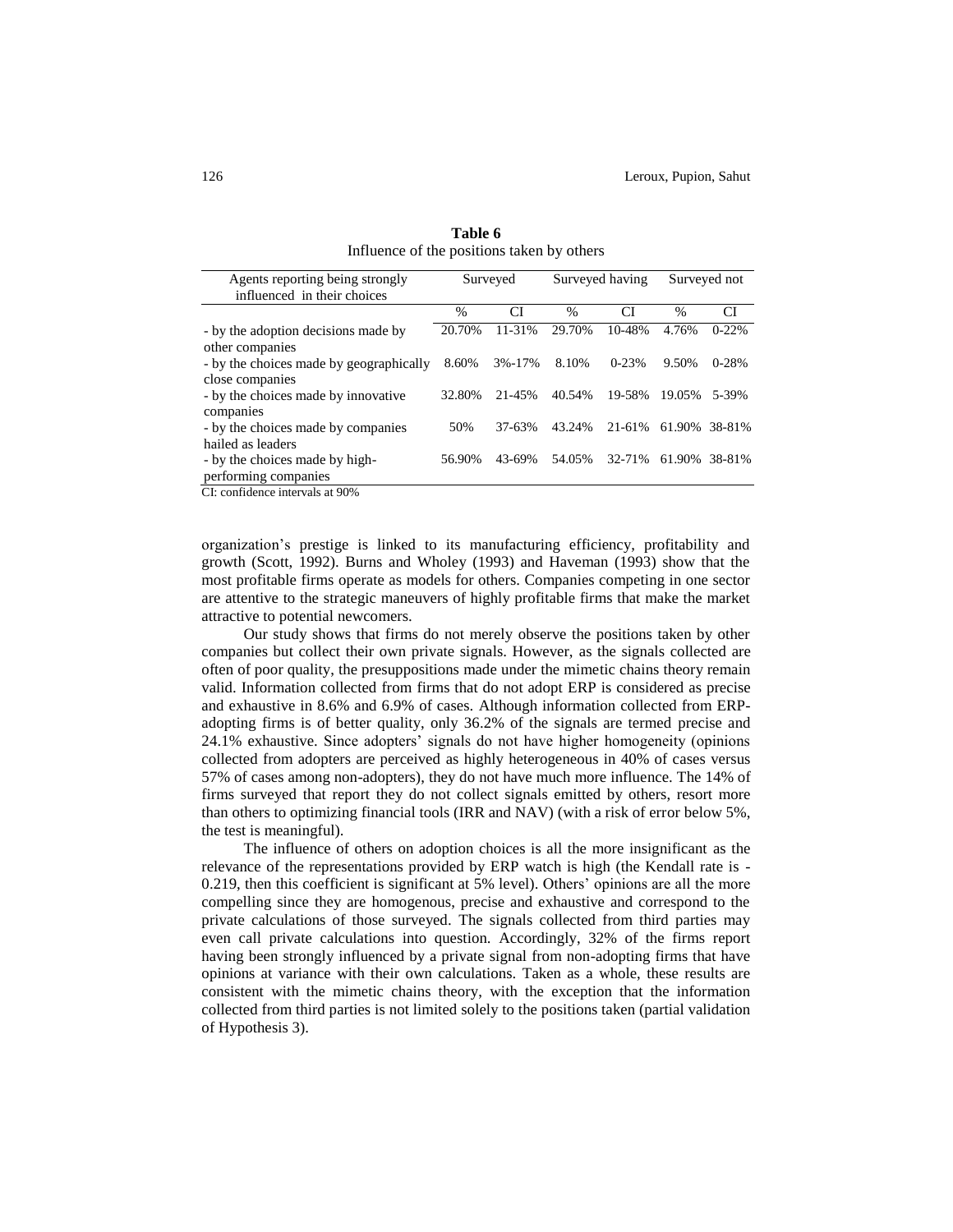**Table 6**
Influence of the positions taken by others

| Agents reporting being strongly influenced in their choices | Surveyed | | Surveyed having | | Surveyed not | |
|---|---|---|---|---|---|---|
| | % | CI | % | CI | % | CI |
| - by the adoption decisions made by other companies | 20.70% | 11-31% | 29.70% | 10-48% | 4.76% | 0-22% |
| - by the choices made by geographically close companies | 8.60% | 3%-17% | 8.10% | 0-23% | 9.50% | 0-28% |
| - by the choices made by innovative companies | 32.80% | 21-45% | 40.54% | 19-58% | 19.05% | 5-39% |
| - by the choices made by companies hailed as leaders | 50% | 37-63% | 43.24% | 21-61% | 61.90% | 38-81% |
| - by the choices made by high-performing companies | 56.90% | 43-69% | 54.05% | 32-71% | 61.90% | 38-81% |

CI: confidence intervals at 90%

organization's prestige is linked to its manufacturing efficiency, profitability and growth (Scott, 1992). Burns and Wholey (1993) and Haveman (1993) show that the most profitable firms operate as models for others. Companies competing in one sector are attentive to the strategic maneuvers of highly profitable firms that make the market attractive to potential newcomers.

Our study shows that firms do not merely observe the positions taken by other companies but collect their own private signals. However, as the signals collected are often of poor quality, the presuppositions made under the mimetic chains theory remain valid. Information collected from firms that do not adopt ERP is considered as precise and exhaustive in 8.6% and 6.9% of cases. Although information collected from ERP-adopting firms is of better quality, only 36.2% of the signals are termed precise and 24.1% exhaustive. Since adopters' signals do not have higher homogeneity (opinions collected from adopters are perceived as highly heterogeneous in 40% of cases versus 57% of cases among non-adopters), they do not have much more influence. The 14% of firms surveyed that report they do not collect signals emitted by others, resort more than others to optimizing financial tools (IRR and NAV) (with a risk of error below 5%, the test is meaningful).

The influence of others on adoption choices is all the more insignificant as the relevance of the representations provided by ERP watch is high (the Kendall rate is -0.219, then this coefficient is significant at 5% level). Others' opinions are all the more compelling since they are homogenous, precise and exhaustive and correspond to the private calculations of those surveyed. The signals collected from third parties may even call private calculations into question. Accordingly, 32% of the firms report having been strongly influenced by a private signal from non-adopting firms that have opinions at variance with their own calculations. Taken as a whole, these results are consistent with the mimetic chains theory, with the exception that the information collected from third parties is not limited solely to the positions taken (partial validation of Hypothesis 3).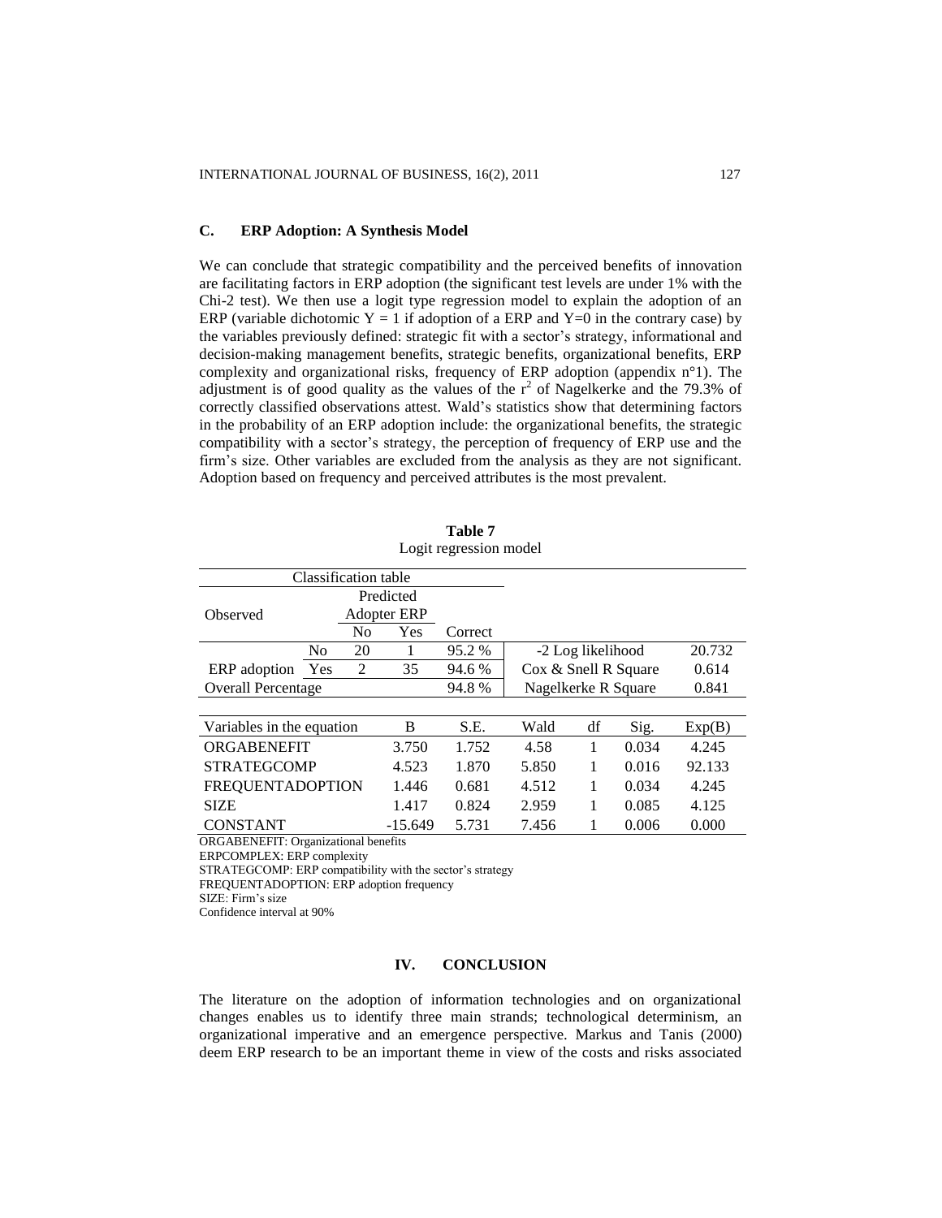### C. ERP Adoption: A Synthesis Model

We can conclude that strategic compatibility and the perceived benefits of innovation are facilitating factors in ERP adoption (the significant test levels are under 1% with the Chi-2 test). We then use a logit type regression model to explain the adoption of an ERP (variable dichotomic Y = 1 if adoption of a ERP and Y=0 in the contrary case) by the variables previously defined: strategic fit with a sector's strategy, informational and decision-making management benefits, strategic benefits, organizational benefits, ERP complexity and organizational risks, frequency of ERP adoption (appendix n°1). The adjustment is of good quality as the values of the $r^2$ of Nagelkerke and the 79.3% of correctly classified observations attest. Wald's statistics show that determining factors in the probability of an ERP adoption include: the organizational benefits, the strategic compatibility with a sector's strategy, the perception of frequency of ERP use and the firm's size. Other variables are excluded from the analysis as they are not significant. Adoption based on frequency and perceived attributes is the most prevalent.

**Table 7**
Logit regression model

| Classification table | | | | | | |
|---|---|---|---|---|---|---|
| | | Predicted | | | | |
| Observed | | Adopter ERP | | | | |
| | | No | Yes | Correct | | |
| ERP adoption | No | 20 | 1 | 95.2 % | -2 Log likelihood | 20.732 |
| | Yes | 2 | 35 | 94.6 % | Cox & Snell R Square | 0.614 |
| Overall Percentage | | | | 94.8 % | Nagelkerke R Square | 0.841 |

| Variables in the equation | B | S.E. | Wald | df | Sig. | Exp(B) |
|---|---|---|---|---|---|---|
| ORGABENEFIT | 3.750 | 1.752 | 4.58 | 1 | 0.034 | 4.245 |
| STRATEGCOMP | 4.523 | 1.870 | 5.850 | 1 | 0.016 | 92.133 |
| FREQUENTADOPTION | 1.446 | 0.681 | 4.512 | 1 | 0.034 | 4.245 |
| SIZE | 1.417 | 0.824 | 2.959 | 1 | 0.085 | 4.125 |
| CONSTANT | -15.649 | 5.731 | 7.456 | 1 | 0.006 | 0.000 |

ORGABENEFIT: Organizational benefits
ERPCOMPLEX: ERP complexity
STRATEGCOMP: ERP compatibility with the sector's strategy
FREQUENTADOPTION: ERP adoption frequency
SIZE: Firm's size
Confidence interval at 90%

## IV. CONCLUSION

The literature on the adoption of information technologies and on organizational changes enables us to identify three main strands; technological determinism, an organizational imperative and an emergence perspective. Markus and Tanis (2000) deem ERP research to be an important theme in view of the costs and risks associated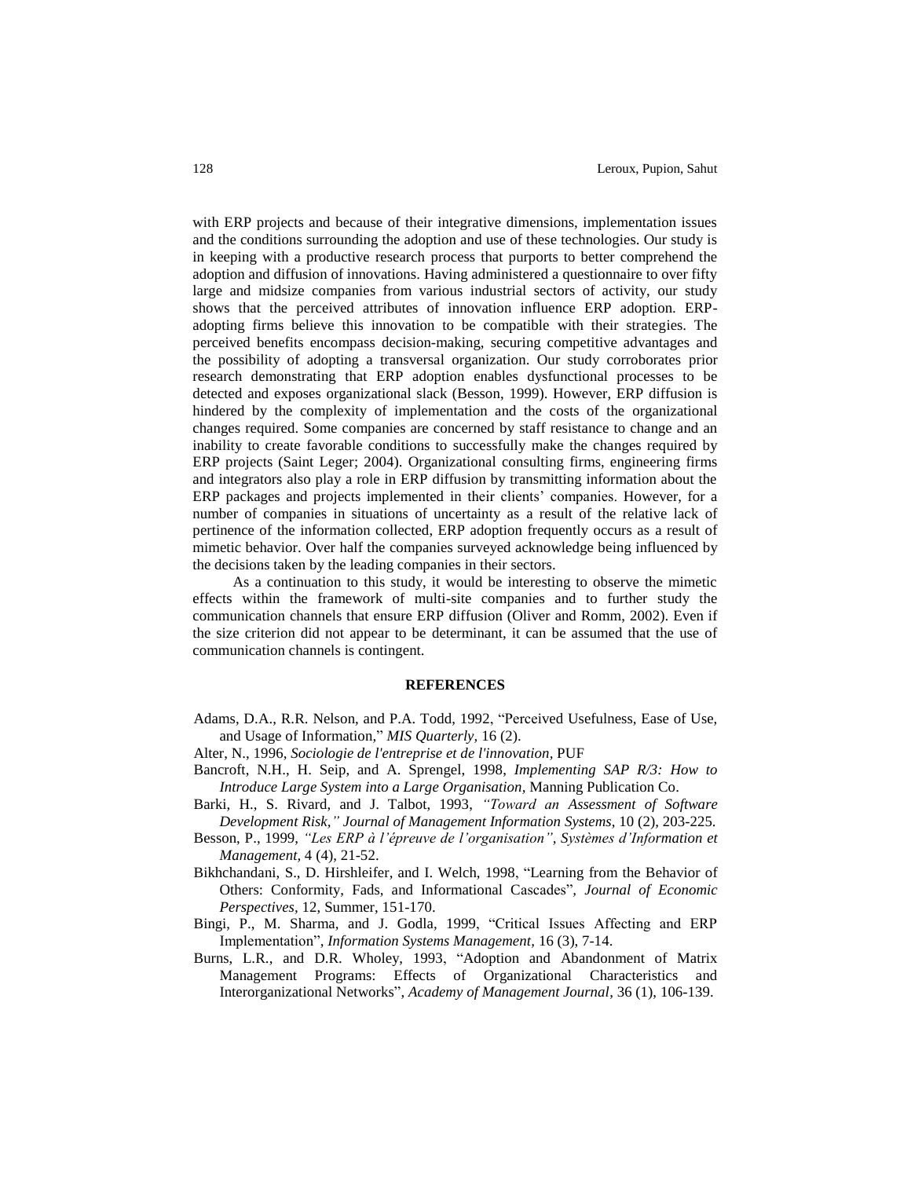with ERP projects and because of their integrative dimensions, implementation issues and the conditions surrounding the adoption and use of these technologies. Our study is in keeping with a productive research process that purports to better comprehend the adoption and diffusion of innovations. Having administered a questionnaire to over fifty large and midsize companies from various industrial sectors of activity, our study shows that the perceived attributes of innovation influence ERP adoption. ERP-adopting firms believe this innovation to be compatible with their strategies. The perceived benefits encompass decision-making, securing competitive advantages and the possibility of adopting a transversal organization. Our study corroborates prior research demonstrating that ERP adoption enables dysfunctional processes to be detected and exposes organizational slack (Besson, 1999). However, ERP diffusion is hindered by the complexity of implementation and the costs of the organizational changes required. Some companies are concerned by staff resistance to change and an inability to create favorable conditions to successfully make the changes required by ERP projects (Saint Leger; 2004). Organizational consulting firms, engineering firms and integrators also play a role in ERP diffusion by transmitting information about the ERP packages and projects implemented in their clients' companies. However, for a number of companies in situations of uncertainty as a result of the relative lack of pertinence of the information collected, ERP adoption frequently occurs as a result of mimetic behavior. Over half the companies surveyed acknowledge being influenced by the decisions taken by the leading companies in their sectors.

As a continuation to this study, it would be interesting to observe the mimetic effects within the framework of multi-site companies and to further study the communication channels that ensure ERP diffusion (Oliver and Romm, 2002). Even if the size criterion did not appear to be determinant, it can be assumed that the use of communication channels is contingent.

## REFERENCES

Adams, D.A., R.R. Nelson, and P.A. Todd, 1992, "Perceived Usefulness, Ease of Use, and Usage of Information," *MIS Quarterly*, 16 (2).

Alter, N., 1996, *Sociologie de l'entreprise et de l'innovation*, PUF

Bancroft, N.H., H. Seip, and A. Sprengel, 1998, *Implementing SAP R/3: How to Introduce Large System into a Large Organisation*, Manning Publication Co.

Barki, H., S. Rivard, and J. Talbot, 1993, *"Toward an Assessment of Software Development Risk," Journal of Management Information Systems*, 10 (2), 203-225.

Besson, P., 1999, *"Les ERP à l'épreuve de l'organisation", Systèmes d'Information et Management*, 4 (4), 21-52.

Bikhchandani, S., D. Hirshleifer, and I. Welch, 1998, "Learning from the Behavior of Others: Conformity, Fads, and Informational Cascades", *Journal of Economic Perspectives*, 12, Summer, 151-170.

Bingi, P., M. Sharma, and J. Godla, 1999, "Critical Issues Affecting and ERP Implementation", *Information Systems Management*, 16 (3), 7-14.

Burns, L.R., and D.R. Wholey, 1993, "Adoption and Abandonment of Matrix Management Programs: Effects of Organizational Characteristics and Interorganizational Networks", *Academy of Management Journal*, 36 (1), 106-139.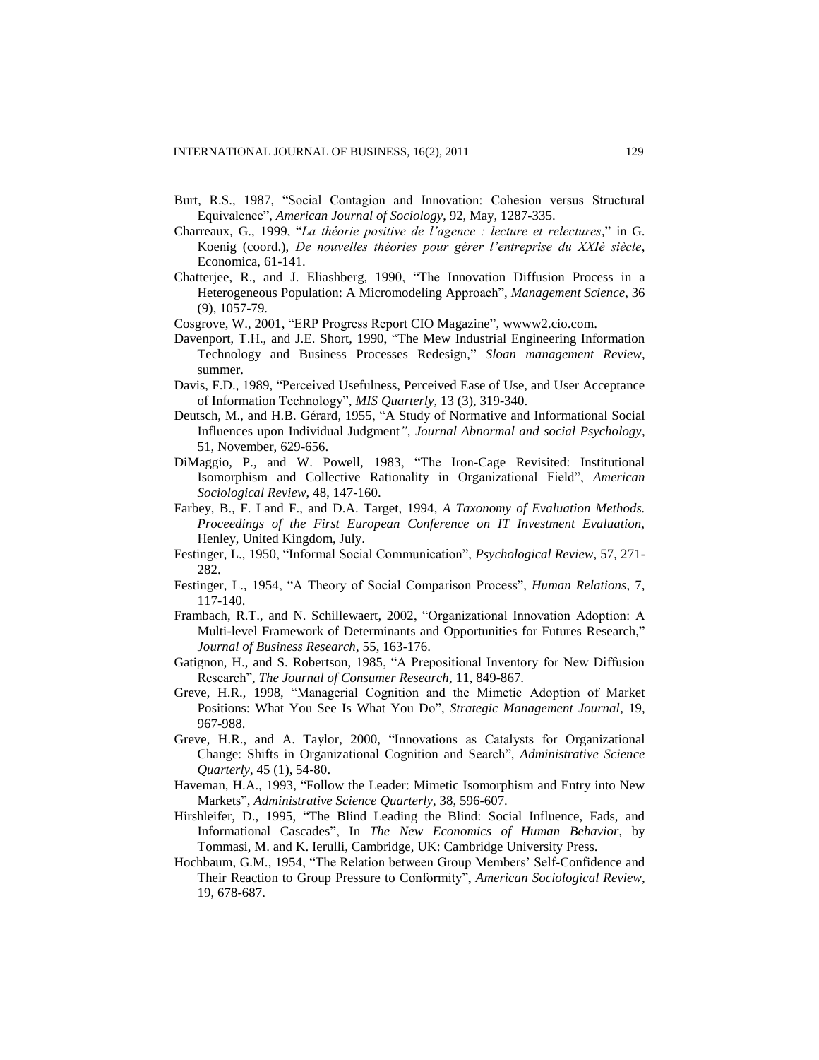Burt, R.S., 1987, "Social Contagion and Innovation: Cohesion versus Structural Equivalence", *American Journal of Sociology*, 92, May, 1287-335.

Charreaux, G., 1999, "*La théorie positive de l'agence : lecture et relectures*," in G. Koenig (coord.), *De nouvelles théories pour gérer l'entreprise du XXIè siècle*, Economica, 61-141.

Chatterjee, R., and J. Eliashberg, 1990, "The Innovation Diffusion Process in a Heterogeneous Population: A Micromodeling Approach", *Management Science*, 36 (9), 1057-79.

Cosgrove, W., 2001, "ERP Progress Report CIO Magazine", wwww2.cio.com.

Davenport, T.H., and J.E. Short, 1990, "The Mew Industrial Engineering Information Technology and Business Processes Redesign," *Sloan management Review*, summer.

Davis, F.D., 1989, "Perceived Usefulness, Perceived Ease of Use, and User Acceptance of Information Technology", *MIS Quarterly*, 13 (3), 319-340.

Deutsch, M., and H.B. Gérard, 1955, "A Study of Normative and Informational Social Influences upon Individual Judgment*"*, *Journal Abnormal and social Psychology*, 51, November, 629-656.

DiMaggio, P., and W. Powell, 1983, "The Iron-Cage Revisited: Institutional Isomorphism and Collective Rationality in Organizational Field", *American Sociological Review*, 48, 147-160.

Farbey, B., F. Land F., and D.A. Target, 1994, *A Taxonomy of Evaluation Methods. Proceedings of the First European Conference on IT Investment Evaluation,* Henley, United Kingdom, July.

Festinger, L., 1950, "Informal Social Communication", *Psychological Review*, 57, 271-282.

Festinger, L., 1954, "A Theory of Social Comparison Process", *Human Relations*, 7, 117-140.

Frambach, R.T., and N. Schillewaert, 2002, "Organizational Innovation Adoption: A Multi-level Framework of Determinants and Opportunities for Futures Research," *Journal of Business Research*, 55, 163-176.

Gatignon, H., and S. Robertson, 1985, "A Prepositional Inventory for New Diffusion Research", *The Journal of Consumer Research*, 11, 849-867.

Greve, H.R., 1998, "Managerial Cognition and the Mimetic Adoption of Market Positions: What You See Is What You Do", *Strategic Management Journal*, 19, 967-988.

Greve, H.R., and A. Taylor, 2000, "Innovations as Catalysts for Organizational Change: Shifts in Organizational Cognition and Search", *Administrative Science Quarterly*, 45 (1), 54-80.

Haveman, H.A., 1993, "Follow the Leader: Mimetic Isomorphism and Entry into New Markets", *Administrative Science Quarterly*, 38, 596-607.

Hirshleifer, D., 1995, "The Blind Leading the Blind: Social Influence, Fads, and Informational Cascades", In *The New Economics of Human Behavior*, by Tommasi, M. and K. Ierulli, Cambridge, UK: Cambridge University Press.

Hochbaum, G.M., 1954, "The Relation between Group Members' Self-Confidence and Their Reaction to Group Pressure to Conformity", *American Sociological Review*, 19, 678-687.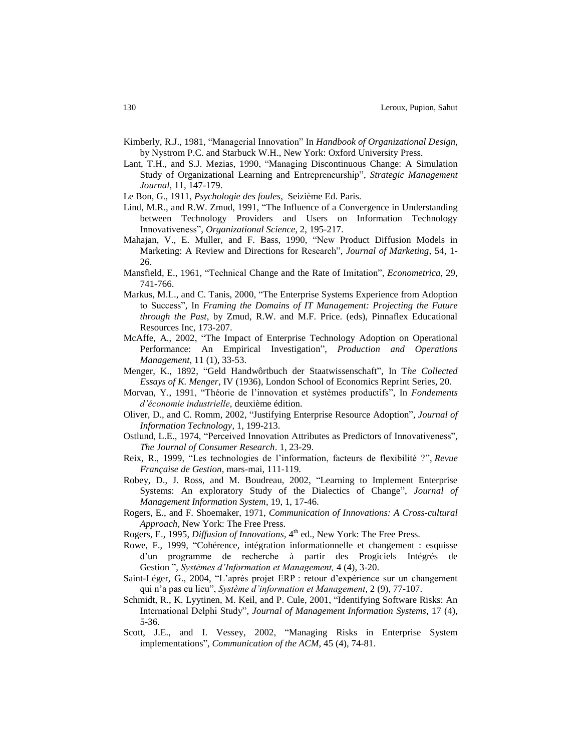Kimberly, R.J., 1981, "Managerial Innovation" In *Handbook of Organizational Design*, by Nystrom P.C. and Starbuck W.H., New York: Oxford University Press.

Lant, T.H., and S.J. Mezias, 1990, "Managing Discontinuous Change: A Simulation Study of Organizational Learning and Entrepreneurship", *Strategic Management Journal*, 11, 147-179.

Le Bon, G., 1911, *Psychologie des foules*, Seizième Ed. Paris.

Lind, M.R., and R.W. Zmud, 1991, "The Influence of a Convergence in Understanding between Technology Providers and Users on Information Technology Innovativeness", *Organizational Science*, 2, 195-217.

Mahajan, V., E. Muller, and F. Bass, 1990, "New Product Diffusion Models in Marketing: A Review and Directions for Research", *Journal of Marketing*, 54, 1-26.

Mansfield, E., 1961, "Technical Change and the Rate of Imitation", *Econometrica*, 29, 741-766.

Markus, M.L., and C. Tanis, 2000, "The Enterprise Systems Experience from Adoption to Success", In *Framing the Domains of IT Management: Projecting the Future through the Past*, by Zmud, R.W. and M.F. Price. (eds), Pinnaflex Educational Resources Inc, 173-207.

McAffe, A., 2002, "The Impact of Enterprise Technology Adoption on Operational Performance: An Empirical Investigation", *Production and Operations Management*, 11 (1), 33-53.

Menger, K., 1892, "Geld Handwôrtbuch der Staatwissenschaft", In T*he Collected Essays of K. Menger*, IV (1936), London School of Economics Reprint Series, 20.

Morvan, Y., 1991, "Théorie de l'innovation et systèmes productifs", In *Fondements d'économie industrielle*, deuxième édition.

Oliver, D., and C. Romm, 2002, "Justifying Enterprise Resource Adoption", *Journal of Information Technology*, 1, 199-213.

Ostlund, L.E., 1974, "Perceived Innovation Attributes as Predictors of Innovativeness", *The Journal of Consumer Research*. 1, 23-29.

Reix, R., 1999, "Les technologies de l'information, facteurs de flexibilité ?", *Revue Française de Gestion*, mars-mai, 111-119.

Robey, D., J. Ross, and M. Boudreau, 2002, "Learning to Implement Enterprise Systems: An exploratory Study of the Dialectics of Change", *Journal of Management Information System*, 19, 1, 17-46.

Rogers, E., and F. Shoemaker, 1971, *Communication of Innovations: A Cross-cultural Approach*, New York: The Free Press.

Rogers, E., 1995, *Diffusion of Innovations*, 4th ed., New York: The Free Press.

Rowe, F., 1999, "Cohérence, intégration informationnelle et changement : esquisse d'un programme de recherche à partir des Progiciels Intégrés de Gestion ", *Systèmes d'Information et Management,* 4 (4), 3-20.

Saint-Léger, G., 2004, "L'après projet ERP : retour d'expérience sur un changement qui n'a pas eu lieu", *Système d'information et Management*, 2 (9), 77-107.

Schmidt, R., K. Lyytinen, M. Keil, and P. Cule, 2001, "Identifying Software Risks: An International Delphi Study", *Journal of Management Information Systems*, 17 (4), 5-36.

Scott, J.E., and I. Vessey, 2002, "Managing Risks in Enterprise System implementations", *Communication of the ACM*, 45 (4), 74-81.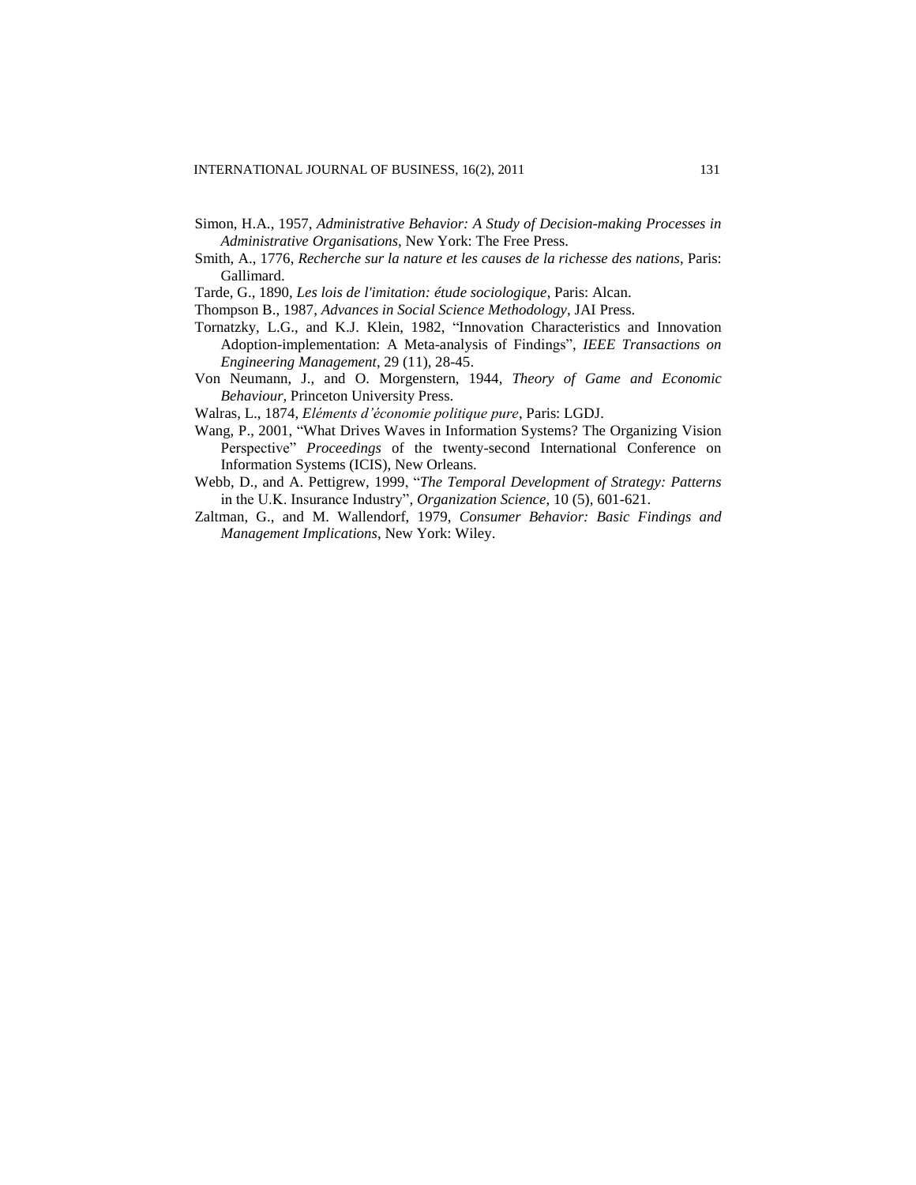Simon, H.A., 1957, *Administrative Behavior: A Study of Decision-making Processes in Administrative Organisations*, New York: The Free Press.

Smith, A., 1776, *Recherche sur la nature et les causes de la richesse des nations*, Paris: Gallimard.

Tarde, G., 1890, *Les lois de l'imitation: étude sociologique*, Paris: Alcan.

Thompson B., 1987, *Advances in Social Science Methodology*, JAI Press.

Tornatzky, L.G., and K.J. Klein, 1982, "Innovation Characteristics and Innovation Adoption-implementation: A Meta-analysis of Findings", *IEEE Transactions on Engineering Management*, 29 (11), 28-45.

Von Neumann, J., and O. Morgenstern, 1944, *Theory of Game and Economic Behaviour,* Princeton University Press.

Walras, L., 1874, *Eléments d'économie politique pure*, Paris: LGDJ.

Wang, P., 2001, "What Drives Waves in Information Systems? The Organizing Vision Perspective" *Proceedings* of the twenty-second International Conference on Information Systems (ICIS), New Orleans.

Webb, D., and A. Pettigrew, 1999, "*The Temporal Development of Strategy: Patterns* in the U.K. Insurance Industry", *Organization Science*, 10 (5), 601-621.

Zaltman, G., and M. Wallendorf, 1979, *Consumer Behavior: Basic Findings and Management Implications*, New York: Wiley.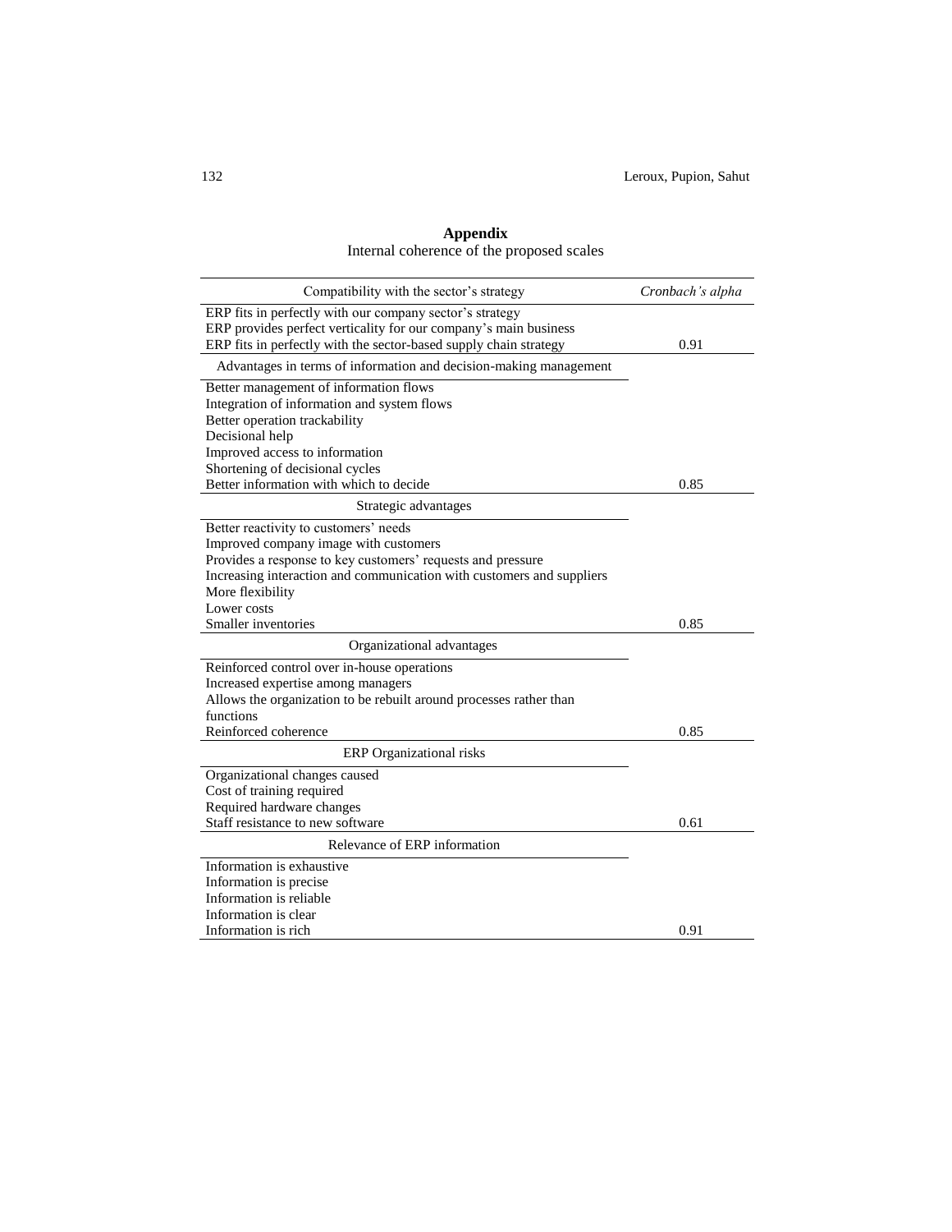## Appendix

Internal coherence of the proposed scales

| Compatibility with the sector's strategy | *Cronbach's alpha* |
|---|---|
| ERP fits in perfectly with our company sector's strategy<br>ERP provides perfect verticality for our company's main business<br>ERP fits in perfectly with the sector-based supply chain strategy | 0.91 |
| **Advantages in terms of information and decision-making management** | |
| Better management of information flows<br>Integration of information and system flows<br>Better operation trackability<br>Decisional help<br>Improved access to information<br>Shortening of decisional cycles<br>Better information with which to decide | 0.85 |
| **Strategic advantages** | |
| Better reactivity to customers' needs<br>Improved company image with customers<br>Provides a response to key customers' requests and pressure<br>Increasing interaction and communication with customers and suppliers<br>More flexibility<br>Lower costs<br>Smaller inventories | 0.85 |
| **Organizational advantages** | |
| Reinforced control over in-house operations<br>Increased expertise among managers<br>Allows the organization to be rebuilt around processes rather than functions<br>Reinforced coherence | 0.85 |
| **ERP Organizational risks** | |
| Organizational changes caused<br>Cost of training required<br>Required hardware changes<br>Staff resistance to new software | 0.61 |
| **Relevance of ERP information** | |
| Information is exhaustive<br>Information is precise<br>Information is reliable<br>Information is clear<br>Information is rich | 0.91 |